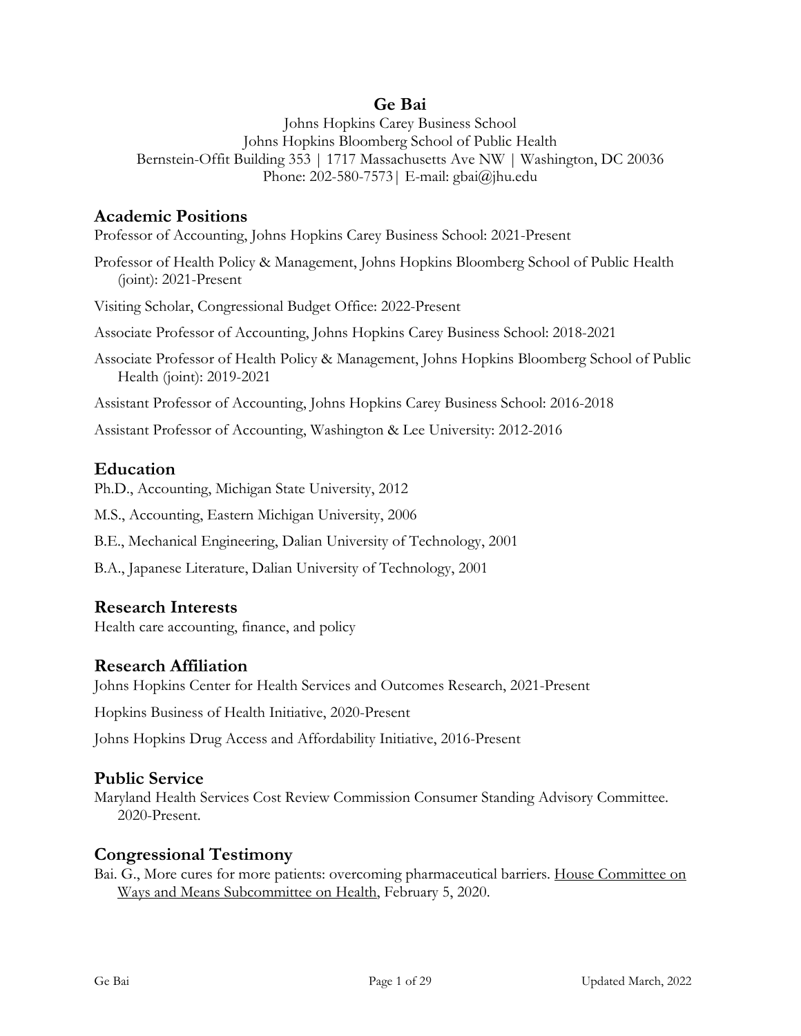# Ge Bai

Johns Hopkins Carey Business School
Johns Hopkins Bloomberg School of Public Health
Bernstein-Offit Building 353 | 1717 Massachusetts Ave NW | Washington, DC 20036
Phone: 202-580-7573| E-mail: gbai@jhu.edu

## Academic Positions

Professor of Accounting, Johns Hopkins Carey Business School: 2021-Present

Professor of Health Policy & Management, Johns Hopkins Bloomberg School of Public Health (joint): 2021-Present

Visiting Scholar, Congressional Budget Office: 2022-Present

Associate Professor of Accounting, Johns Hopkins Carey Business School: 2018-2021

Associate Professor of Health Policy & Management, Johns Hopkins Bloomberg School of Public Health (joint): 2019-2021

Assistant Professor of Accounting, Johns Hopkins Carey Business School: 2016-2018

Assistant Professor of Accounting, Washington & Lee University: 2012-2016

## Education

Ph.D., Accounting, Michigan State University, 2012

M.S., Accounting, Eastern Michigan University, 2006

B.E., Mechanical Engineering, Dalian University of Technology, 2001

B.A., Japanese Literature, Dalian University of Technology, 2001

## Research Interests

Health care accounting, finance, and policy

## Research Affiliation

Johns Hopkins Center for Health Services and Outcomes Research, 2021-Present

Hopkins Business of Health Initiative, 2020-Present

Johns Hopkins Drug Access and Affordability Initiative, 2016-Present

## Public Service

Maryland Health Services Cost Review Commission Consumer Standing Advisory Committee. 2020-Present.

## Congressional Testimony

Bai. G., More cures for more patients: overcoming pharmaceutical barriers. House Committee on Ways and Means Subcommittee on Health, February 5, 2020.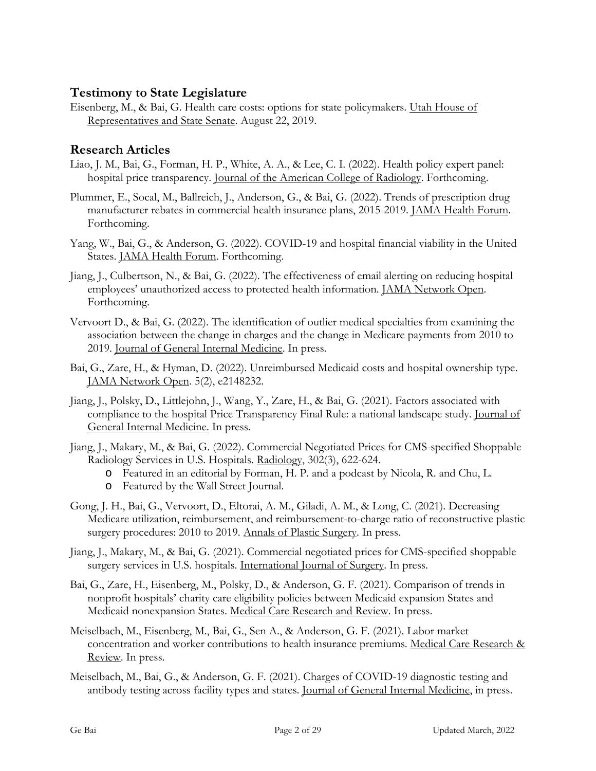## Testimony to State Legislature

Eisenberg, M., & Bai, G. Health care costs: options for state policymakers. Utah House of Representatives and State Senate. August 22, 2019.

## Research Articles

Liao, J. M., Bai, G., Forman, H. P., White, A. A., & Lee, C. I. (2022). Health policy expert panel: hospital price transparency. Journal of the American College of Radiology. Forthcoming.

Plummer, E., Socal, M., Ballreich, J., Anderson, G., & Bai, G. (2022). Trends of prescription drug manufacturer rebates in commercial health insurance plans, 2015-2019. JAMA Health Forum. Forthcoming.

Yang, W., Bai, G., & Anderson, G. (2022). COVID-19 and hospital financial viability in the United States. JAMA Health Forum. Forthcoming.

Jiang, J., Culbertson, N., & Bai, G. (2022). The effectiveness of email alerting on reducing hospital employees' unauthorized access to protected health information. JAMA Network Open. Forthcoming.

Vervoort D., & Bai, G. (2022). The identification of outlier medical specialties from examining the association between the change in charges and the change in Medicare payments from 2010 to 2019. Journal of General Internal Medicine. In press.

Bai, G., Zare, H., & Hyman, D. (2022). Unreimbursed Medicaid costs and hospital ownership type. JAMA Network Open. 5(2), e2148232.

Jiang, J., Polsky, D., Littlejohn, J., Wang, Y., Zare, H., & Bai, G. (2021). Factors associated with compliance to the hospital Price Transparency Final Rule: a national landscape study. Journal of General Internal Medicine. In press.

Jiang, J., Makary, M., & Bai, G. (2022). Commercial Negotiated Prices for CMS-specified Shoppable Radiology Services in U.S. Hospitals. Radiology, 302(3), 622-624.

- Featured in an editorial by Forman, H. P. and a podcast by Nicola, R. and Chu, L.
- Featured by the Wall Street Journal.

Gong, J. H., Bai, G., Vervoort, D., Eltorai, A. M., Giladi, A. M., & Long, C. (2021). Decreasing Medicare utilization, reimbursement, and reimbursement-to-charge ratio of reconstructive plastic surgery procedures: 2010 to 2019. Annals of Plastic Surgery. In press.

Jiang, J., Makary, M., & Bai, G. (2021). Commercial negotiated prices for CMS-specified shoppable surgery services in U.S. hospitals. International Journal of Surgery. In press.

Bai, G., Zare, H., Eisenberg, M., Polsky, D., & Anderson, G. F. (2021). Comparison of trends in nonprofit hospitals' charity care eligibility policies between Medicaid expansion States and Medicaid nonexpansion States. Medical Care Research and Review. In press.

Meiselbach, M., Eisenberg, M., Bai, G., Sen A., & Anderson, G. F. (2021). Labor market concentration and worker contributions to health insurance premiums. Medical Care Research & Review. In press.

Meiselbach, M., Bai, G., & Anderson, G. F. (2021). Charges of COVID-19 diagnostic testing and antibody testing across facility types and states. Journal of General Internal Medicine, in press.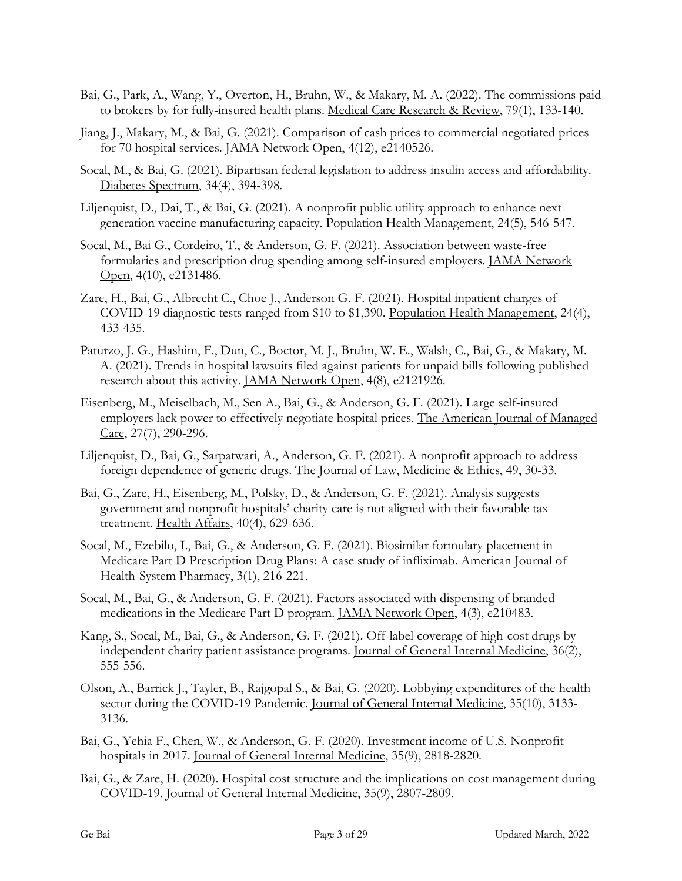Bai, G., Park, A., Wang, Y., Overton, H., Bruhn, W., & Makary, M. A. (2022). The commissions paid to brokers by for fully-insured health plans. Medical Care Research & Review, 79(1), 133-140.

Jiang, J., Makary, M., & Bai, G. (2021). Comparison of cash prices to commercial negotiated prices for 70 hospital services. JAMA Network Open, 4(12), e2140526.

Socal, M., & Bai, G. (2021). Bipartisan federal legislation to address insulin access and affordability. Diabetes Spectrum, 34(4), 394-398.

Liljenquist, D., Dai, T., & Bai, G. (2021). A nonprofit public utility approach to enhance next-generation vaccine manufacturing capacity. Population Health Management, 24(5), 546-547.

Socal, M., Bai G., Cordeiro, T., & Anderson, G. F. (2021). Association between waste-free formularies and prescription drug spending among self-insured employers. JAMA Network Open, 4(10), e2131486.

Zare, H., Bai, G., Albrecht C., Choe J., Anderson G. F. (2021). Hospital inpatient charges of COVID-19 diagnostic tests ranged from $10 to $1,390. Population Health Management, 24(4), 433-435.

Paturzo, J. G., Hashim, F., Dun, C., Boctor, M. J., Bruhn, W. E., Walsh, C., Bai, G., & Makary, M. A. (2021). Trends in hospital lawsuits filed against patients for unpaid bills following published research about this activity. JAMA Network Open, 4(8), e2121926.

Eisenberg, M., Meiselbach, M., Sen A., Bai, G., & Anderson, G. F. (2021). Large self-insured employers lack power to effectively negotiate hospital prices. The American Journal of Managed Care, 27(7), 290-296.

Liljenquist, D., Bai, G., Sarpatwari, A., Anderson, G. F. (2021). A nonprofit approach to address foreign dependence of generic drugs. The Journal of Law, Medicine & Ethics, 49, 30-33.

Bai, G., Zare, H., Eisenberg, M., Polsky, D., & Anderson, G. F. (2021). Analysis suggests government and nonprofit hospitals' charity care is not aligned with their favorable tax treatment. Health Affairs, 40(4), 629-636.

Socal, M., Ezebilo, I., Bai, G., & Anderson, G. F. (2021). Biosimilar formulary placement in Medicare Part D Prescription Drug Plans: A case study of infliximab. American Journal of Health-System Pharmacy, 3(1), 216-221.

Socal, M., Bai, G., & Anderson, G. F. (2021). Factors associated with dispensing of branded medications in the Medicare Part D program. JAMA Network Open, 4(3), e210483.

Kang, S., Socal, M., Bai, G., & Anderson, G. F. (2021). Off-label coverage of high-cost drugs by independent charity patient assistance programs. Journal of General Internal Medicine, 36(2), 555-556.

Olson, A., Barrick J., Tayler, B., Rajgopal S., & Bai, G. (2020). Lobbying expenditures of the health sector during the COVID-19 Pandemic. Journal of General Internal Medicine, 35(10), 3133-3136.

Bai, G., Yehia F., Chen, W., & Anderson, G. F. (2020). Investment income of U.S. Nonprofit hospitals in 2017. Journal of General Internal Medicine, 35(9), 2818-2820.

Bai, G., & Zare, H. (2020). Hospital cost structure and the implications on cost management during COVID-19. Journal of General Internal Medicine, 35(9), 2807-2809.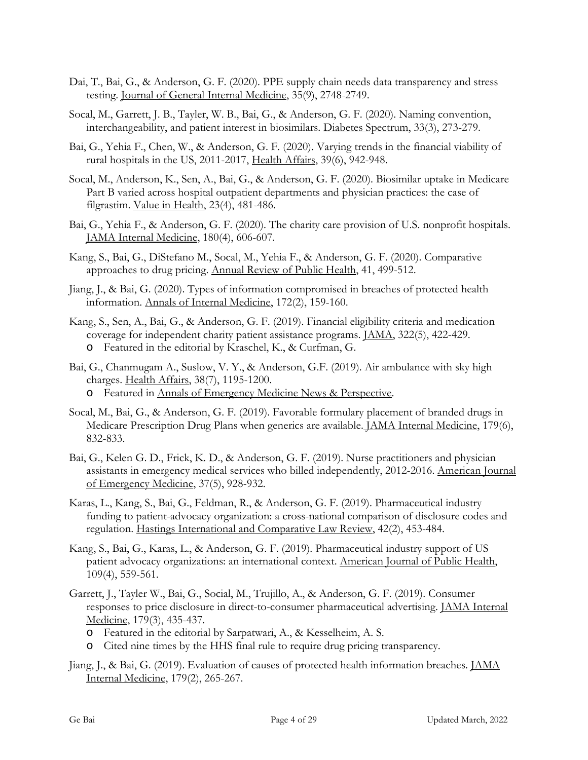Dai, T., Bai, G., & Anderson, G. F. (2020). PPE supply chain needs data transparency and stress testing. <u>Journal of General Internal Medicine</u>, 35(9), 2748-2749.

Socal, M., Garrett, J. B., Tayler, W. B., Bai, G., & Anderson, G. F. (2020). Naming convention, interchangeability, and patient interest in biosimilars. <u>Diabetes Spectrum</u>, 33(3), 273-279.

Bai, G., Yehia F., Chen, W., & Anderson, G. F. (2020). Varying trends in the financial viability of rural hospitals in the US, 2011-2017, <u>Health Affairs</u>, 39(6), 942-948.

Socal, M., Anderson, K., Sen, A., Bai, G., & Anderson, G. F. (2020). Biosimilar uptake in Medicare Part B varied across hospital outpatient departments and physician practices: the case of filgrastim. <u>Value in Health</u>, 23(4), 481-486.

Bai, G., Yehia F., & Anderson, G. F. (2020). The charity care provision of U.S. nonprofit hospitals. <u>JAMA Internal Medicine</u>, 180(4), 606-607.

Kang, S., Bai, G., DiStefano M., Socal, M., Yehia F., & Anderson, G. F. (2020). Comparative approaches to drug pricing. <u>Annual Review of Public Health</u>, 41, 499-512.

Jiang, J., & Bai, G. (2020). Types of information compromised in breaches of protected health information. <u>Annals of Internal Medicine</u>, 172(2), 159-160.

Kang, S., Sen, A., Bai, G., & Anderson, G. F. (2019). Financial eligibility criteria and medication coverage for independent charity patient assistance programs. <u>JAMA</u>, 322(5), 422-429.
- Featured in the editorial by Kraschel, K., & Curfman, G.

Bai, G., Chanmugam A., Suslow, V. Y., & Anderson, G.F. (2019). Air ambulance with sky high charges. <u>Health Affairs</u>, 38(7), 1195-1200.
- Featured in <u>Annals of Emergency Medicine News & Perspective</u>.

Socal, M., Bai, G., & Anderson, G. F. (2019). Favorable formulary placement of branded drugs in Medicare Prescription Drug Plans when generics are available. <u>JAMA Internal Medicine</u>, 179(6), 832-833.

Bai, G., Kelen G. D., Frick, K. D., & Anderson, G. F. (2019). Nurse practitioners and physician assistants in emergency medical services who billed independently, 2012-2016. <u>American Journal of Emergency Medicine</u>, 37(5), 928-932.

Karas, L., Kang, S., Bai, G., Feldman, R., & Anderson, G. F. (2019). Pharmaceutical industry funding to patient-advocacy organization: a cross-national comparison of disclosure codes and regulation. <u>Hastings International and Comparative Law Review</u>, 42(2), 453-484.

Kang, S., Bai, G., Karas, L., & Anderson, G. F. (2019). Pharmaceutical industry support of US patient advocacy organizations: an international context. <u>American Journal of Public Health</u>, 109(4), 559-561.

Garrett, J., Tayler W., Bai, G., Social, M., Trujillo, A., & Anderson, G. F. (2019). Consumer responses to price disclosure in direct-to-consumer pharmaceutical advertising. <u>JAMA Internal Medicine</u>, 179(3), 435-437.
- Featured in the editorial by Sarpatwari, A., & Kesselheim, A. S.
- Cited nine times by the HHS final rule to require drug pricing transparency.

Jiang, J., & Bai, G. (2019). Evaluation of causes of protected health information breaches. <u>JAMA Internal Medicine</u>, 179(2), 265-267.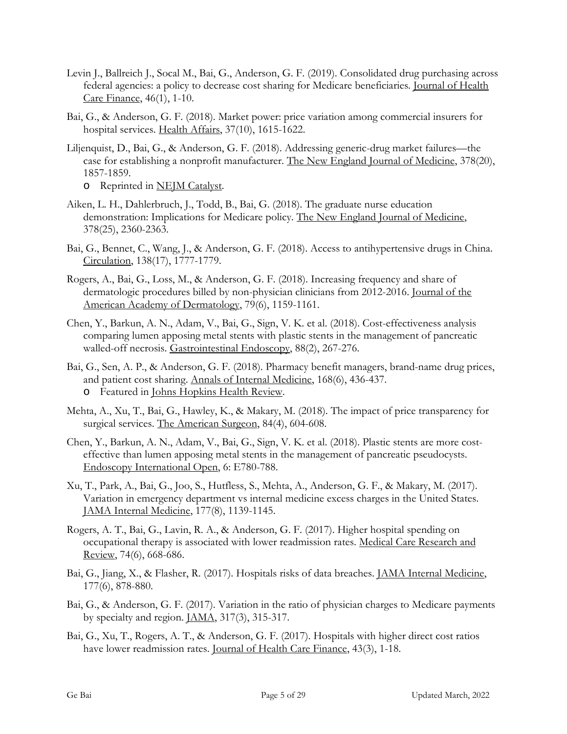Levin J., Ballreich J., Socal M., Bai, G., Anderson, G. F. (2019). Consolidated drug purchasing across federal agencies: a policy to decrease cost sharing for Medicare beneficiaries. Journal of Health Care Finance, 46(1), 1-10.

Bai, G., & Anderson, G. F. (2018). Market power: price variation among commercial insurers for hospital services. Health Affairs, 37(10), 1615-1622.

Liljenquist, D., Bai, G., & Anderson, G. F. (2018). Addressing generic-drug market failures—the case for establishing a nonprofit manufacturer. The New England Journal of Medicine, 378(20), 1857-1859.

- Reprinted in NEJM Catalyst.

Aiken, L. H., Dahlerbruch, J., Todd, B., Bai, G. (2018). The graduate nurse education demonstration: Implications for Medicare policy. The New England Journal of Medicine, 378(25), 2360-2363.

Bai, G., Bennet, C., Wang, J., & Anderson, G. F. (2018). Access to antihypertensive drugs in China. Circulation, 138(17), 1777-1779.

Rogers, A., Bai, G., Loss, M., & Anderson, G. F. (2018). Increasing frequency and share of dermatologic procedures billed by non-physician clinicians from 2012-2016. Journal of the American Academy of Dermatology, 79(6), 1159-1161.

Chen, Y., Barkun, A. N., Adam, V., Bai, G., Sign, V. K. et al. (2018). Cost-effectiveness analysis comparing lumen apposing metal stents with plastic stents in the management of pancreatic walled-off necrosis. Gastrointestinal Endoscopy, 88(2), 267-276.

Bai, G., Sen, A. P., & Anderson, G. F. (2018). Pharmacy benefit managers, brand-name drug prices, and patient cost sharing. Annals of Internal Medicine, 168(6), 436-437.

- Featured in Johns Hopkins Health Review.

Mehta, A., Xu, T., Bai, G., Hawley, K., & Makary, M. (2018). The impact of price transparency for surgical services. The American Surgeon, 84(4), 604-608.

Chen, Y., Barkun, A. N., Adam, V., Bai, G., Sign, V. K. et al. (2018). Plastic stents are more cost-effective than lumen apposing metal stents in the management of pancreatic pseudocysts. Endoscopy International Open, 6: E780-788.

Xu, T., Park, A., Bai, G., Joo, S., Hutfless, S., Mehta, A., Anderson, G. F., & Makary, M. (2017). Variation in emergency department vs internal medicine excess charges in the United States. JAMA Internal Medicine, 177(8), 1139-1145.

Rogers, A. T., Bai, G., Lavin, R. A., & Anderson, G. F. (2017). Higher hospital spending on occupational therapy is associated with lower readmission rates. Medical Care Research and Review, 74(6), 668-686.

Bai, G., Jiang, X., & Flasher, R. (2017). Hospitals risks of data breaches. JAMA Internal Medicine, 177(6), 878-880.

Bai, G., & Anderson, G. F. (2017). Variation in the ratio of physician charges to Medicare payments by specialty and region. JAMA, 317(3), 315-317.

Bai, G., Xu, T., Rogers, A. T., & Anderson, G. F. (2017). Hospitals with higher direct cost ratios have lower readmission rates. Journal of Health Care Finance, 43(3), 1-18.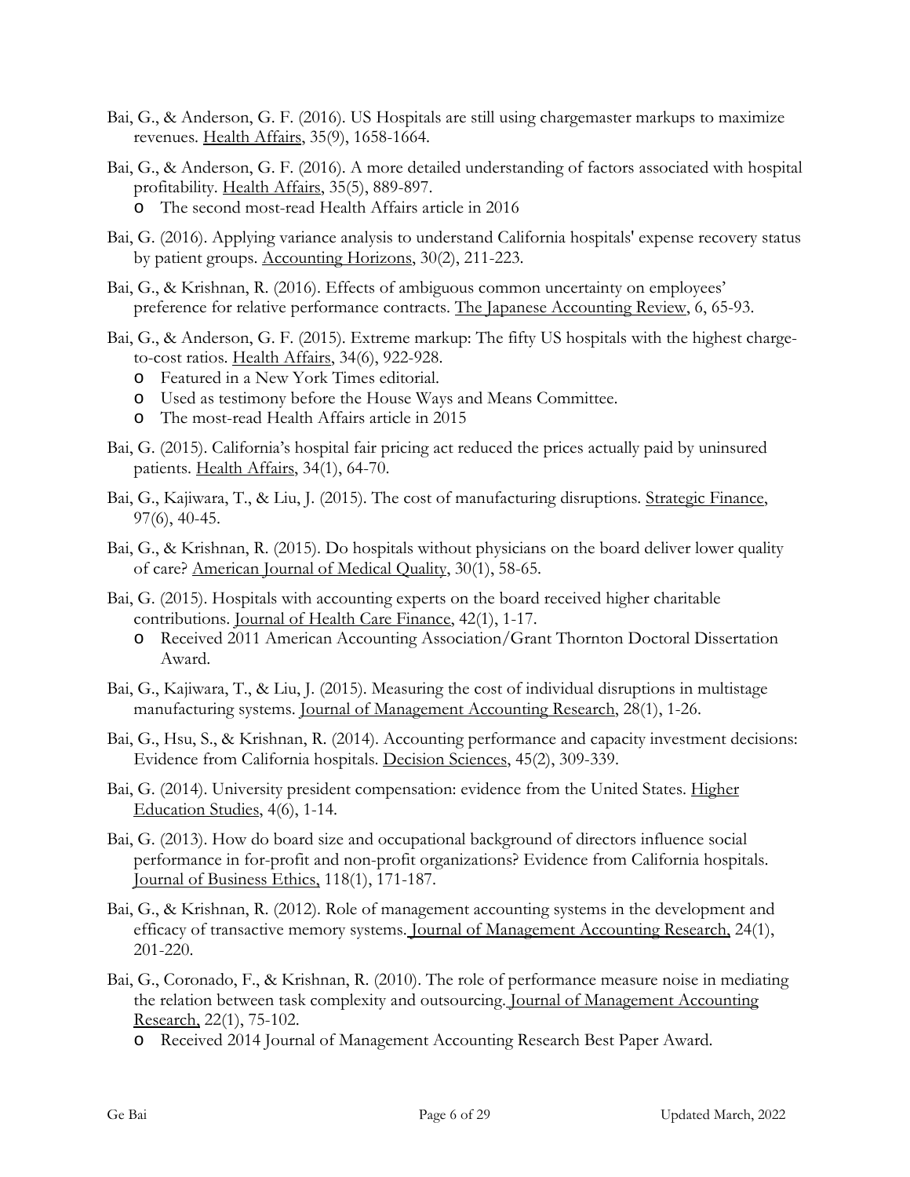Bai, G., & Anderson, G. F. (2016). US Hospitals are still using chargemaster markups to maximize revenues. Health Affairs, 35(9), 1658-1664.

Bai, G., & Anderson, G. F. (2016). A more detailed understanding of factors associated with hospital profitability. Health Affairs, 35(5), 889-897.

- The second most-read Health Affairs article in 2016

Bai, G. (2016). Applying variance analysis to understand California hospitals' expense recovery status by patient groups. Accounting Horizons, 30(2), 211-223.

Bai, G., & Krishnan, R. (2016). Effects of ambiguous common uncertainty on employees' preference for relative performance contracts. The Japanese Accounting Review, 6, 65-93.

Bai, G., & Anderson, G. F. (2015). Extreme markup: The fifty US hospitals with the highest charge-to-cost ratios. Health Affairs, 34(6), 922-928.

- Featured in a New York Times editorial.
- Used as testimony before the House Ways and Means Committee.
- The most-read Health Affairs article in 2015

Bai, G. (2015). California's hospital fair pricing act reduced the prices actually paid by uninsured patients. Health Affairs, 34(1), 64-70.

Bai, G., Kajiwara, T., & Liu, J. (2015). The cost of manufacturing disruptions. Strategic Finance, 97(6), 40-45.

Bai, G., & Krishnan, R. (2015). Do hospitals without physicians on the board deliver lower quality of care? American Journal of Medical Quality, 30(1), 58-65.

Bai, G. (2015). Hospitals with accounting experts on the board received higher charitable contributions. Journal of Health Care Finance, 42(1), 1-17.

- Received 2011 American Accounting Association/Grant Thornton Doctoral Dissertation Award.

Bai, G., Kajiwara, T., & Liu, J. (2015). Measuring the cost of individual disruptions in multistage manufacturing systems. Journal of Management Accounting Research, 28(1), 1-26.

Bai, G., Hsu, S., & Krishnan, R. (2014). Accounting performance and capacity investment decisions: Evidence from California hospitals. Decision Sciences, 45(2), 309-339.

Bai, G. (2014). University president compensation: evidence from the United States. Higher Education Studies, 4(6), 1-14.

Bai, G. (2013). How do board size and occupational background of directors influence social performance in for-profit and non-profit organizations? Evidence from California hospitals. Journal of Business Ethics, 118(1), 171-187.

Bai, G., & Krishnan, R. (2012). Role of management accounting systems in the development and efficacy of transactive memory systems. Journal of Management Accounting Research, 24(1), 201-220.

Bai, G., Coronado, F., & Krishnan, R. (2010). The role of performance measure noise in mediating the relation between task complexity and outsourcing. Journal of Management Accounting Research, 22(1), 75-102.

- Received 2014 Journal of Management Accounting Research Best Paper Award.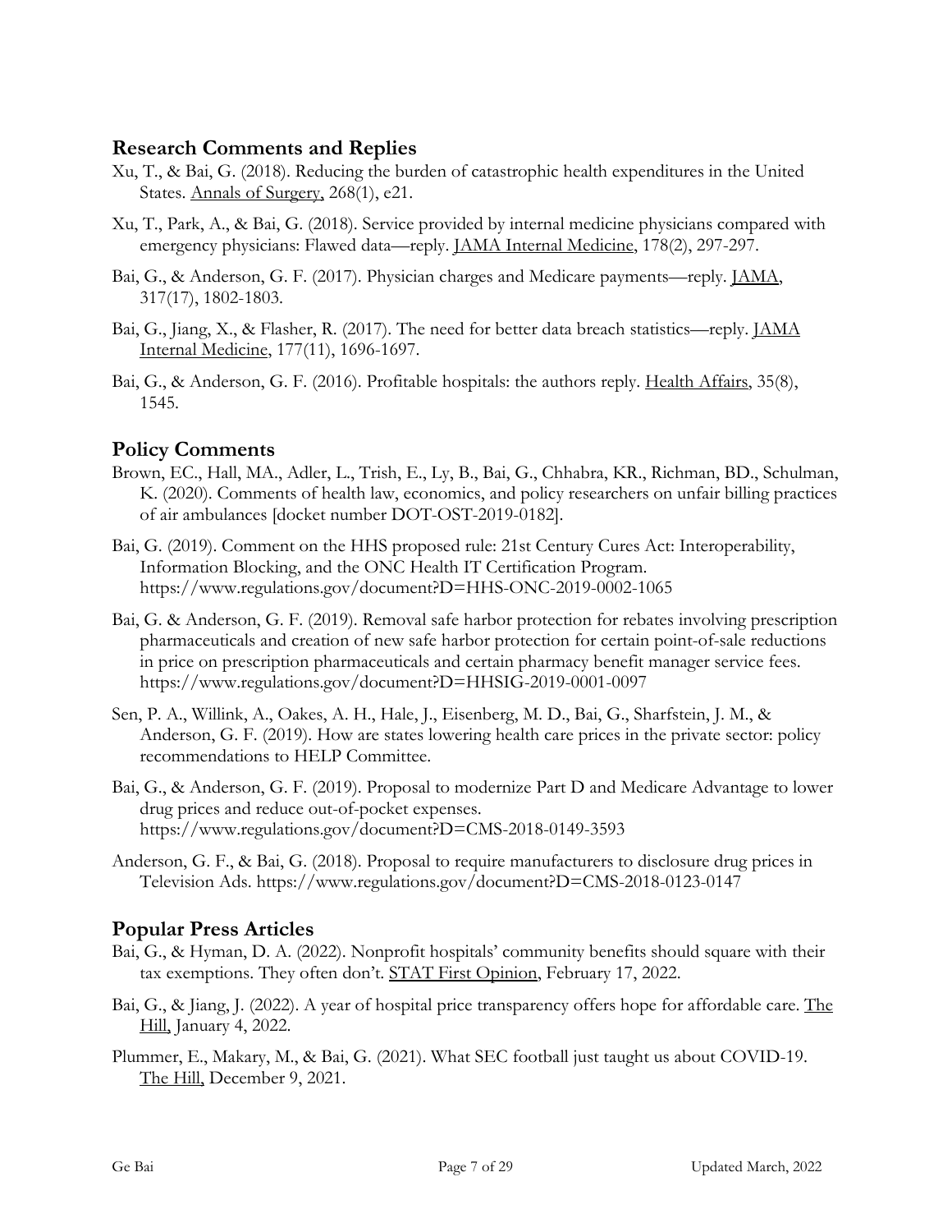## Research Comments and Replies

Xu, T., & Bai, G. (2018). Reducing the burden of catastrophic health expenditures in the United States. Annals of Surgery, 268(1), e21.

Xu, T., Park, A., & Bai, G. (2018). Service provided by internal medicine physicians compared with emergency physicians: Flawed data—reply. JAMA Internal Medicine, 178(2), 297-297.

Bai, G., & Anderson, G. F. (2017). Physician charges and Medicare payments—reply. JAMA, 317(17), 1802-1803.

Bai, G., Jiang, X., & Flasher, R. (2017). The need for better data breach statistics—reply. JAMA Internal Medicine, 177(11), 1696-1697.

Bai, G., & Anderson, G. F. (2016). Profitable hospitals: the authors reply. Health Affairs, 35(8), 1545.

## Policy Comments

Brown, EC., Hall, MA., Adler, L., Trish, E., Ly, B., Bai, G., Chhabra, KR., Richman, BD., Schulman, K. (2020). Comments of health law, economics, and policy researchers on unfair billing practices of air ambulances [docket number DOT-OST-2019-0182].

Bai, G. (2019). Comment on the HHS proposed rule: 21st Century Cures Act: Interoperability, Information Blocking, and the ONC Health IT Certification Program. https://www.regulations.gov/document?D=HHS-ONC-2019-0002-1065

Bai, G. & Anderson, G. F. (2019). Removal safe harbor protection for rebates involving prescription pharmaceuticals and creation of new safe harbor protection for certain point-of-sale reductions in price on prescription pharmaceuticals and certain pharmacy benefit manager service fees. https://www.regulations.gov/document?D=HHSIG-2019-0001-0097

Sen, P. A., Willink, A., Oakes, A. H., Hale, J., Eisenberg, M. D., Bai, G., Sharfstein, J. M., & Anderson, G. F. (2019). How are states lowering health care prices in the private sector: policy recommendations to HELP Committee.

Bai, G., & Anderson, G. F. (2019). Proposal to modernize Part D and Medicare Advantage to lower drug prices and reduce out-of-pocket expenses. https://www.regulations.gov/document?D=CMS-2018-0149-3593

Anderson, G. F., & Bai, G. (2018). Proposal to require manufacturers to disclosure drug prices in Television Ads. https://www.regulations.gov/document?D=CMS-2018-0123-0147

## Popular Press Articles

Bai, G., & Hyman, D. A. (2022). Nonprofit hospitals' community benefits should square with their tax exemptions. They often don't. STAT First Opinion, February 17, 2022.

Bai, G., & Jiang, J. (2022). A year of hospital price transparency offers hope for affordable care. The Hill, January 4, 2022.

Plummer, E., Makary, M., & Bai, G. (2021). What SEC football just taught us about COVID-19. The Hill, December 9, 2021.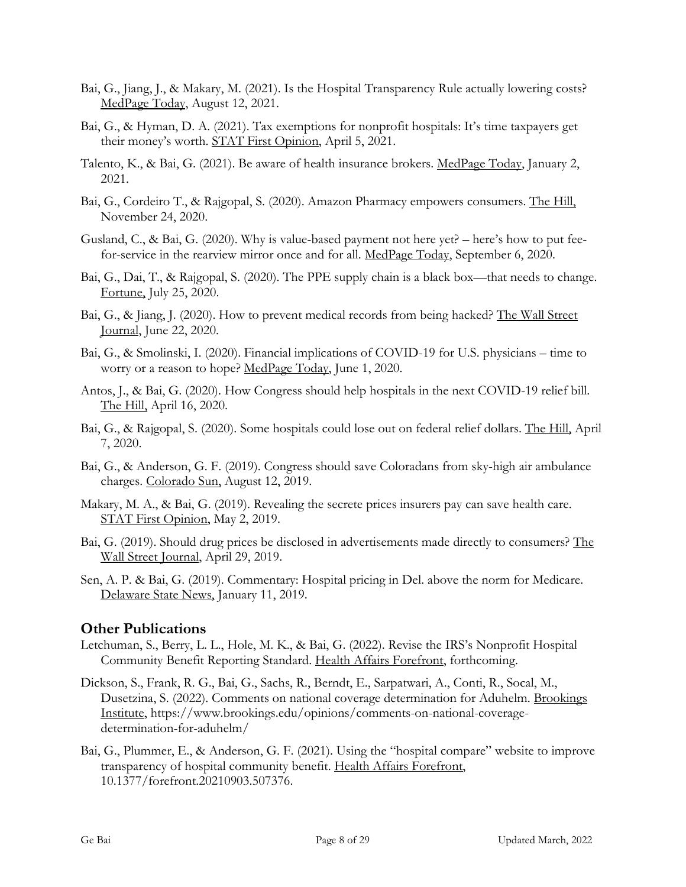Bai, G., Jiang, J., & Makary, M. (2021). Is the Hospital Transparency Rule actually lowering costs? MedPage Today, August 12, 2021.

Bai, G., & Hyman, D. A. (2021). Tax exemptions for nonprofit hospitals: It's time taxpayers get their money's worth. STAT First Opinion, April 5, 2021.

Talento, K., & Bai, G. (2021). Be aware of health insurance brokers. MedPage Today, January 2, 2021.

Bai, G., Cordeiro T., & Rajgopal, S. (2020). Amazon Pharmacy empowers consumers. The Hill, November 24, 2020.

Gusland, C., & Bai, G. (2020). Why is value-based payment not here yet? – here's how to put fee-for-service in the rearview mirror once and for all. MedPage Today, September 6, 2020.

Bai, G., Dai, T., & Rajgopal, S. (2020). The PPE supply chain is a black box—that needs to change. Fortune, July 25, 2020.

Bai, G., & Jiang, J. (2020). How to prevent medical records from being hacked? The Wall Street Journal, June 22, 2020.

Bai, G., & Smolinski, I. (2020). Financial implications of COVID-19 for U.S. physicians – time to worry or a reason to hope? MedPage Today, June 1, 2020.

Antos, J., & Bai, G. (2020). How Congress should help hospitals in the next COVID-19 relief bill. The Hill, April 16, 2020.

Bai, G., & Rajgopal, S. (2020). Some hospitals could lose out on federal relief dollars. The Hill, April 7, 2020.

Bai, G., & Anderson, G. F. (2019). Congress should save Coloradans from sky-high air ambulance charges. Colorado Sun, August 12, 2019.

Makary, M. A., & Bai, G. (2019). Revealing the secrete prices insurers pay can save health care. STAT First Opinion, May 2, 2019.

Bai, G. (2019). Should drug prices be disclosed in advertisements made directly to consumers? The Wall Street Journal, April 29, 2019.

Sen, A. P. & Bai, G. (2019). Commentary: Hospital pricing in Del. above the norm for Medicare. Delaware State News, January 11, 2019.

## Other Publications

Letchuman, S., Berry, L. L., Hole, M. K., & Bai, G. (2022). Revise the IRS's Nonprofit Hospital Community Benefit Reporting Standard. Health Affairs Forefront, forthcoming.

Dickson, S., Frank, R. G., Bai, G., Sachs, R., Berndt, E., Sarpatwari, A., Conti, R., Socal, M., Dusetzina, S. (2022). Comments on national coverage determination for Aduhelm. Brookings Institute, https://www.brookings.edu/opinions/comments-on-national-coverage-determination-for-aduhelm/

Bai, G., Plummer, E., & Anderson, G. F. (2021). Using the "hospital compare" website to improve transparency of hospital community benefit. Health Affairs Forefront, 10.1377/forefront.20210903.507376.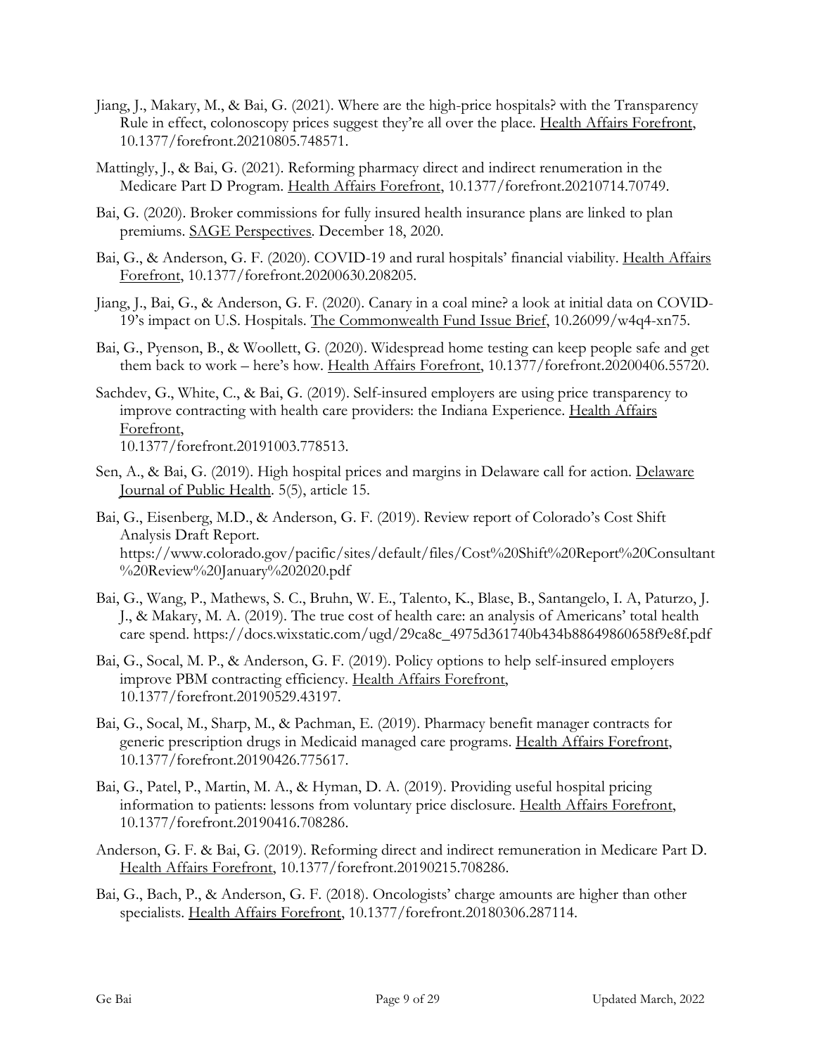Jiang, J., Makary, M., & Bai, G. (2021). Where are the high-price hospitals? with the Transparency Rule in effect, colonoscopy prices suggest they're all over the place. Health Affairs Forefront, 10.1377/forefront.20210805.748571.

Mattingly, J., & Bai, G. (2021). Reforming pharmacy direct and indirect renumeration in the Medicare Part D Program. Health Affairs Forefront, 10.1377/forefront.20210714.70749.

Bai, G. (2020). Broker commissions for fully insured health insurance plans are linked to plan premiums. SAGE Perspectives. December 18, 2020.

Bai, G., & Anderson, G. F. (2020). COVID-19 and rural hospitals' financial viability. Health Affairs Forefront, 10.1377/forefront.20200630.208205.

Jiang, J., Bai, G., & Anderson, G. F. (2020). Canary in a coal mine? a look at initial data on COVID-19's impact on U.S. Hospitals. The Commonwealth Fund Issue Brief, 10.26099/w4q4-xn75.

Bai, G., Pyenson, B., & Woollett, G. (2020). Widespread home testing can keep people safe and get them back to work – here's how. Health Affairs Forefront, 10.1377/forefront.20200406.55720.

Sachdev, G., White, C., & Bai, G. (2019). Self-insured employers are using price transparency to improve contracting with health care providers: the Indiana Experience. Health Affairs Forefront,
10.1377/forefront.20191003.778513.

Sen, A., & Bai, G. (2019). High hospital prices and margins in Delaware call for action. Delaware Journal of Public Health. 5(5), article 15.

Bai, G., Eisenberg, M.D., & Anderson, G. F. (2019). Review report of Colorado's Cost Shift Analysis Draft Report. https://www.colorado.gov/pacific/sites/default/files/Cost%20Shift%20Report%20Consultant%20Review%20January%202020.pdf

Bai, G., Wang, P., Mathews, S. C., Bruhn, W. E., Talento, K., Blase, B., Santangelo, I. A, Paturzo, J. J., & Makary, M. A. (2019). The true cost of health care: an analysis of Americans' total health care spend. https://docs.wixstatic.com/ugd/29ca8c_4975d361740b434b88649860658f9e8f.pdf

Bai, G., Socal, M. P., & Anderson, G. F. (2019). Policy options to help self-insured employers improve PBM contracting efficiency. Health Affairs Forefront, 10.1377/forefront.20190529.43197.

Bai, G., Socal, M., Sharp, M., & Pachman, E. (2019). Pharmacy benefit manager contracts for generic prescription drugs in Medicaid managed care programs. Health Affairs Forefront, 10.1377/forefront.20190426.775617.

Bai, G., Patel, P., Martin, M. A., & Hyman, D. A. (2019). Providing useful hospital pricing information to patients: lessons from voluntary price disclosure. Health Affairs Forefront, 10.1377/forefront.20190416.708286.

Anderson, G. F. & Bai, G. (2019). Reforming direct and indirect remuneration in Medicare Part D. Health Affairs Forefront, 10.1377/forefront.20190215.708286.

Bai, G., Bach, P., & Anderson, G. F. (2018). Oncologists' charge amounts are higher than other specialists. Health Affairs Forefront, 10.1377/forefront.20180306.287114.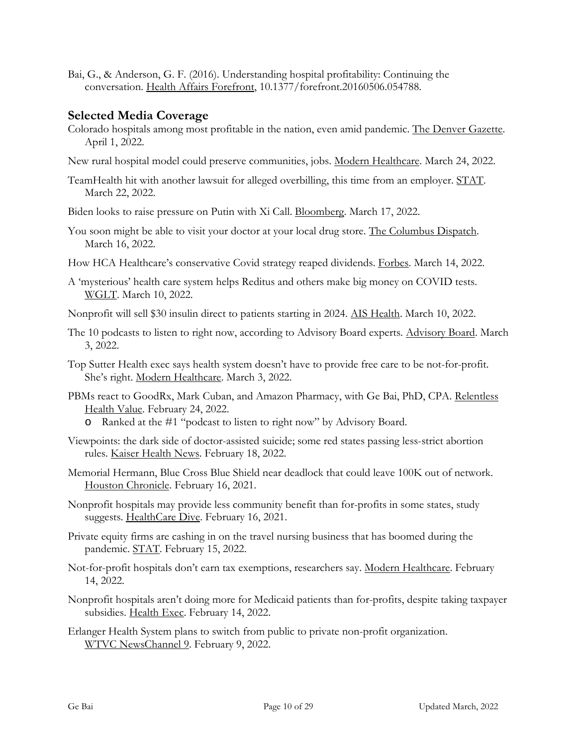Bai, G., & Anderson, G. F. (2016). Understanding hospital profitability: Continuing the conversation. Health Affairs Forefront, 10.1377/forefront.20160506.054788.

## Selected Media Coverage

Colorado hospitals among most profitable in the nation, even amid pandemic. The Denver Gazette. April 1, 2022.

New rural hospital model could preserve communities, jobs. Modern Healthcare. March 24, 2022.

TeamHealth hit with another lawsuit for alleged overbilling, this time from an employer. STAT. March 22, 2022.

Biden looks to raise pressure on Putin with Xi Call. Bloomberg. March 17, 2022.

You soon might be able to visit your doctor at your local drug store. The Columbus Dispatch. March 16, 2022.

How HCA Healthcare's conservative Covid strategy reaped dividends. Forbes. March 14, 2022.

A 'mysterious' health care system helps Reditus and others make big money on COVID tests. WGLT. March 10, 2022.

Nonprofit will sell $30 insulin direct to patients starting in 2024. AIS Health. March 10, 2022.

The 10 podcasts to listen to right now, according to Advisory Board experts. Advisory Board. March 3, 2022.

Top Sutter Health exec says health system doesn't have to provide free care to be not-for-profit. She's right. Modern Healthcare. March 3, 2022.

PBMs react to GoodRx, Mark Cuban, and Amazon Pharmacy, with Ge Bai, PhD, CPA. Relentless Health Value. February 24, 2022.

- Ranked at the #1 "podcast to listen to right now" by Advisory Board.

Viewpoints: the dark side of doctor-assisted suicide; some red states passing less-strict abortion rules. Kaiser Health News. February 18, 2022.

Memorial Hermann, Blue Cross Blue Shield near deadlock that could leave 100K out of network. Houston Chronicle. February 16, 2021.

Nonprofit hospitals may provide less community benefit than for-profits in some states, study suggests. HealthCare Dive. February 16, 2021.

Private equity firms are cashing in on the travel nursing business that has boomed during the pandemic. STAT. February 15, 2022.

Not-for-profit hospitals don't earn tax exemptions, researchers say. Modern Healthcare. February 14, 2022.

Nonprofit hospitals aren't doing more for Medicaid patients than for-profits, despite taking taxpayer subsidies. Health Exec. February 14, 2022.

Erlanger Health System plans to switch from public to private non-profit organization. WTVC NewsChannel 9. February 9, 2022.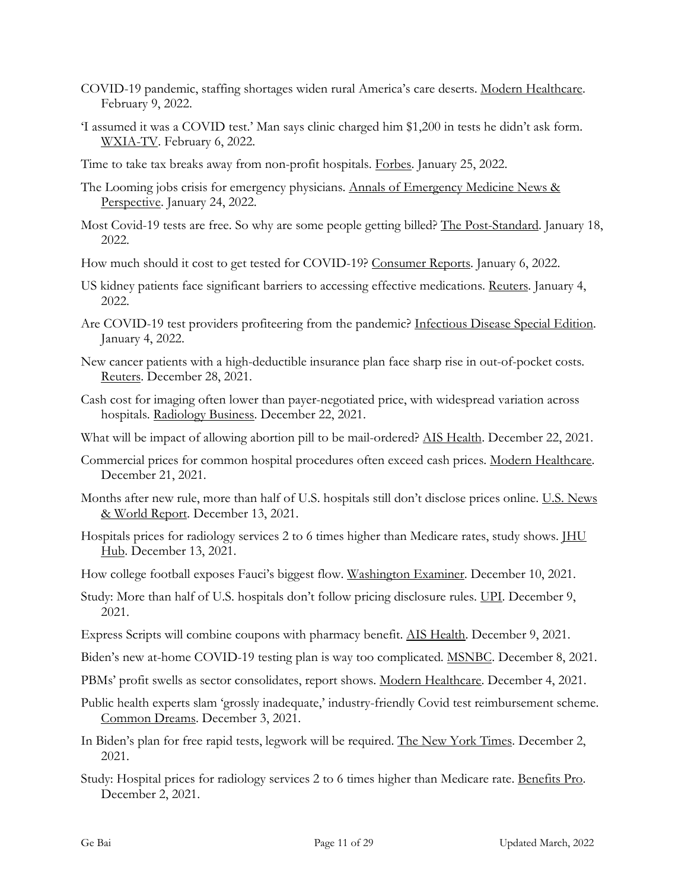COVID-19 pandemic, staffing shortages widen rural America's care deserts. Modern Healthcare. February 9, 2022.

'I assumed it was a COVID test.' Man says clinic charged him $1,200 in tests he didn't ask form. WXIA-TV. February 6, 2022.

Time to take tax breaks away from non-profit hospitals. Forbes. January 25, 2022.

The Looming jobs crisis for emergency physicians. Annals of Emergency Medicine News & Perspective. January 24, 2022.

Most Covid-19 tests are free. So why are some people getting billed? The Post-Standard. January 18, 2022.

How much should it cost to get tested for COVID-19? Consumer Reports. January 6, 2022.

US kidney patients face significant barriers to accessing effective medications. Reuters. January 4, 2022.

Are COVID-19 test providers profiteering from the pandemic? Infectious Disease Special Edition. January 4, 2022.

New cancer patients with a high-deductible insurance plan face sharp rise in out-of-pocket costs. Reuters. December 28, 2021.

Cash cost for imaging often lower than payer-negotiated price, with widespread variation across hospitals. Radiology Business. December 22, 2021.

What will be impact of allowing abortion pill to be mail-ordered? AIS Health. December 22, 2021.

Commercial prices for common hospital procedures often exceed cash prices. Modern Healthcare. December 21, 2021.

Months after new rule, more than half of U.S. hospitals still don't disclose prices online. U.S. News & World Report. December 13, 2021.

Hospitals prices for radiology services 2 to 6 times higher than Medicare rates, study shows. JHU Hub. December 13, 2021.

How college football exposes Fauci's biggest flow. Washington Examiner. December 10, 2021.

Study: More than half of U.S. hospitals don't follow pricing disclosure rules. UPI. December 9, 2021.

Express Scripts will combine coupons with pharmacy benefit. AIS Health. December 9, 2021.

Biden's new at-home COVID-19 testing plan is way too complicated. MSNBC. December 8, 2021.

PBMs' profit swells as sector consolidates, report shows. Modern Healthcare. December 4, 2021.

Public health experts slam 'grossly inadequate,' industry-friendly Covid test reimbursement scheme. Common Dreams. December 3, 2021.

In Biden's plan for free rapid tests, legwork will be required. The New York Times. December 2, 2021.

Study: Hospital prices for radiology services 2 to 6 times higher than Medicare rate. Benefits Pro. December 2, 2021.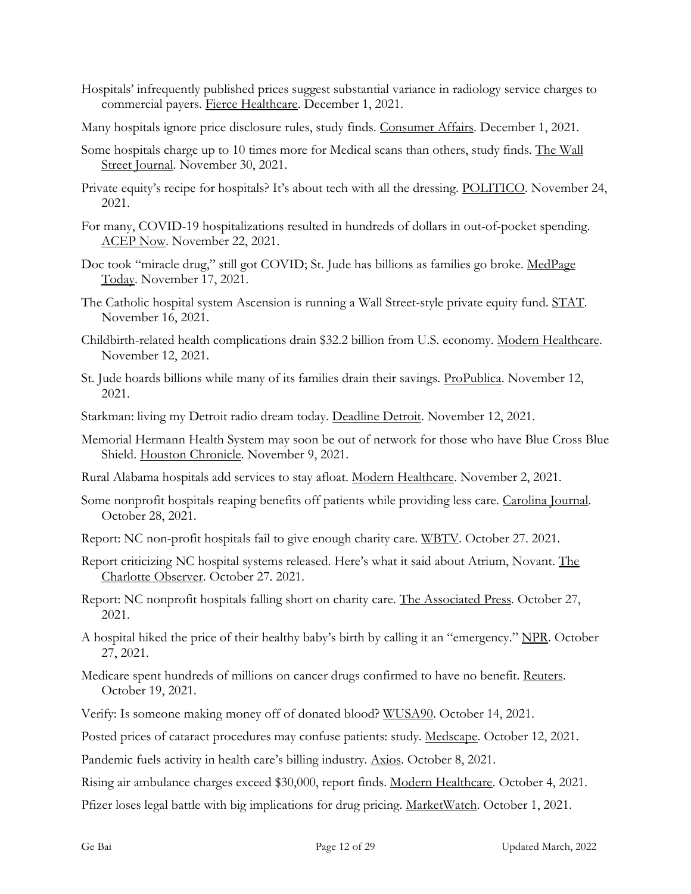Hospitals' infrequently published prices suggest substantial variance in radiology service charges to commercial payers. Fierce Healthcare. December 1, 2021.

Many hospitals ignore price disclosure rules, study finds. Consumer Affairs. December 1, 2021.

Some hospitals charge up to 10 times more for Medical scans than others, study finds. The Wall Street Journal. November 30, 2021.

Private equity's recipe for hospitals? It's about tech with all the dressing. POLITICO. November 24, 2021.

For many, COVID-19 hospitalizations resulted in hundreds of dollars in out-of-pocket spending. ACEP Now. November 22, 2021.

Doc took "miracle drug," still got COVID; St. Jude has billions as families go broke. MedPage Today. November 17, 2021.

The Catholic hospital system Ascension is running a Wall Street-style private equity fund. STAT. November 16, 2021.

Childbirth-related health complications drain $32.2 billion from U.S. economy. Modern Healthcare. November 12, 2021.

St. Jude hoards billions while many of its families drain their savings. ProPublica. November 12, 2021.

Starkman: living my Detroit radio dream today. Deadline Detroit. November 12, 2021.

Memorial Hermann Health System may soon be out of network for those who have Blue Cross Blue Shield. Houston Chronicle. November 9, 2021.

Rural Alabama hospitals add services to stay afloat. Modern Healthcare. November 2, 2021.

Some nonprofit hospitals reaping benefits off patients while providing less care. Carolina Journal. October 28, 2021.

Report: NC non-profit hospitals fail to give enough charity care. WBTV. October 27. 2021.

Report criticizing NC hospital systems released. Here's what it said about Atrium, Novant. The Charlotte Observer. October 27. 2021.

Report: NC nonprofit hospitals falling short on charity care. The Associated Press. October 27, 2021.

A hospital hiked the price of their healthy baby's birth by calling it an "emergency." NPR. October 27, 2021.

Medicare spent hundreds of millions on cancer drugs confirmed to have no benefit. Reuters. October 19, 2021.

Verify: Is someone making money off of donated blood? WUSA90. October 14, 2021.

Posted prices of cataract procedures may confuse patients: study. Medscape. October 12, 2021.

Pandemic fuels activity in health care's billing industry. Axios. October 8, 2021.

Rising air ambulance charges exceed $30,000, report finds. Modern Healthcare. October 4, 2021.

Pfizer loses legal battle with big implications for drug pricing. MarketWatch. October 1, 2021.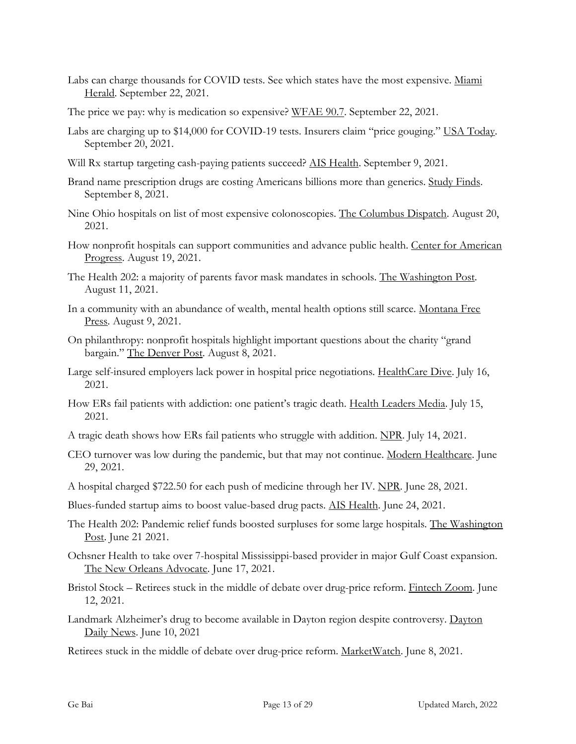Labs can charge thousands for COVID tests. See which states have the most expensive. Miami Herald. September 22, 2021.

The price we pay: why is medication so expensive? WFAE 90.7. September 22, 2021.

Labs are charging up to $14,000 for COVID-19 tests. Insurers claim "price gouging." USA Today. September 20, 2021.

Will Rx startup targeting cash-paying patients succeed? AIS Health. September 9, 2021.

Brand name prescription drugs are costing Americans billions more than generics. Study Finds. September 8, 2021.

Nine Ohio hospitals on list of most expensive colonoscopies. The Columbus Dispatch. August 20, 2021.

How nonprofit hospitals can support communities and advance public health. Center for American Progress. August 19, 2021.

The Health 202: a majority of parents favor mask mandates in schools. The Washington Post. August 11, 2021.

In a community with an abundance of wealth, mental health options still scarce. Montana Free Press. August 9, 2021.

On philanthropy: nonprofit hospitals highlight important questions about the charity "grand bargain." The Denver Post. August 8, 2021.

Large self-insured employers lack power in hospital price negotiations. HealthCare Dive. July 16, 2021.

How ERs fail patients with addiction: one patient's tragic death. Health Leaders Media. July 15, 2021.

A tragic death shows how ERs fail patients who struggle with addition. NPR. July 14, 2021.

CEO turnover was low during the pandemic, but that may not continue. Modern Healthcare. June 29, 2021.

A hospital charged $722.50 for each push of medicine through her IV. NPR. June 28, 2021.

Blues-funded startup aims to boost value-based drug pacts. AIS Health. June 24, 2021.

The Health 202: Pandemic relief funds boosted surpluses for some large hospitals. The Washington Post. June 21 2021.

Ochsner Health to take over 7-hospital Mississippi-based provider in major Gulf Coast expansion. The New Orleans Advocate. June 17, 2021.

Bristol Stock – Retirees stuck in the middle of debate over drug-price reform. Fintech Zoom. June 12, 2021.

Landmark Alzheimer's drug to become available in Dayton region despite controversy. Dayton Daily News. June 10, 2021

Retirees stuck in the middle of debate over drug-price reform. MarketWatch. June 8, 2021.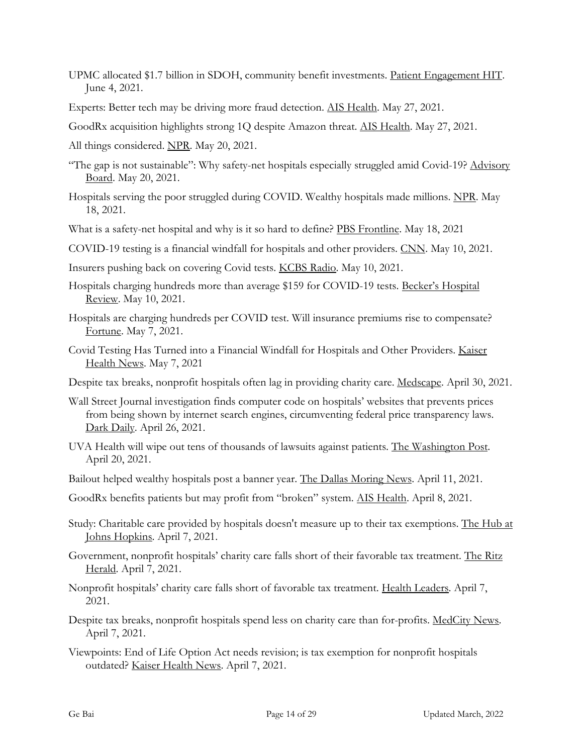UPMC allocated $1.7 billion in SDOH, community benefit investments. Patient Engagement HIT. June 4, 2021.

Experts: Better tech may be driving more fraud detection. AIS Health. May 27, 2021.

GoodRx acquisition highlights strong 1Q despite Amazon threat. AIS Health. May 27, 2021.

All things considered. NPR. May 20, 2021.

"The gap is not sustainable": Why safety-net hospitals especially struggled amid Covid-19? Advisory Board. May 20, 2021.

Hospitals serving the poor struggled during COVID. Wealthy hospitals made millions. NPR. May 18, 2021.

What is a safety-net hospital and why is it so hard to define? PBS Frontline. May 18, 2021

COVID-19 testing is a financial windfall for hospitals and other providers. CNN. May 10, 2021.

Insurers pushing back on covering Covid tests. KCBS Radio. May 10, 2021.

Hospitals charging hundreds more than average $159 for COVID-19 tests. Becker's Hospital Review. May 10, 2021.

Hospitals are charging hundreds per COVID test. Will insurance premiums rise to compensate? Fortune. May 7, 2021.

Covid Testing Has Turned into a Financial Windfall for Hospitals and Other Providers. Kaiser Health News. May 7, 2021

Despite tax breaks, nonprofit hospitals often lag in providing charity care. Medscape. April 30, 2021.

Wall Street Journal investigation finds computer code on hospitals' websites that prevents prices from being shown by internet search engines, circumventing federal price transparency laws. Dark Daily. April 26, 2021.

UVA Health will wipe out tens of thousands of lawsuits against patients. The Washington Post. April 20, 2021.

Bailout helped wealthy hospitals post a banner year. The Dallas Moring News. April 11, 2021.

GoodRx benefits patients but may profit from "broken" system. AIS Health. April 8, 2021.

Study: Charitable care provided by hospitals doesn't measure up to their tax exemptions. The Hub at Johns Hopkins. April 7, 2021.

Government, nonprofit hospitals' charity care falls short of their favorable tax treatment. The Ritz Herald. April 7, 2021.

Nonprofit hospitals' charity care falls short of favorable tax treatment. Health Leaders. April 7, 2021.

Despite tax breaks, nonprofit hospitals spend less on charity care than for-profits. MedCity News. April 7, 2021.

Viewpoints: End of Life Option Act needs revision; is tax exemption for nonprofit hospitals outdated? Kaiser Health News. April 7, 2021.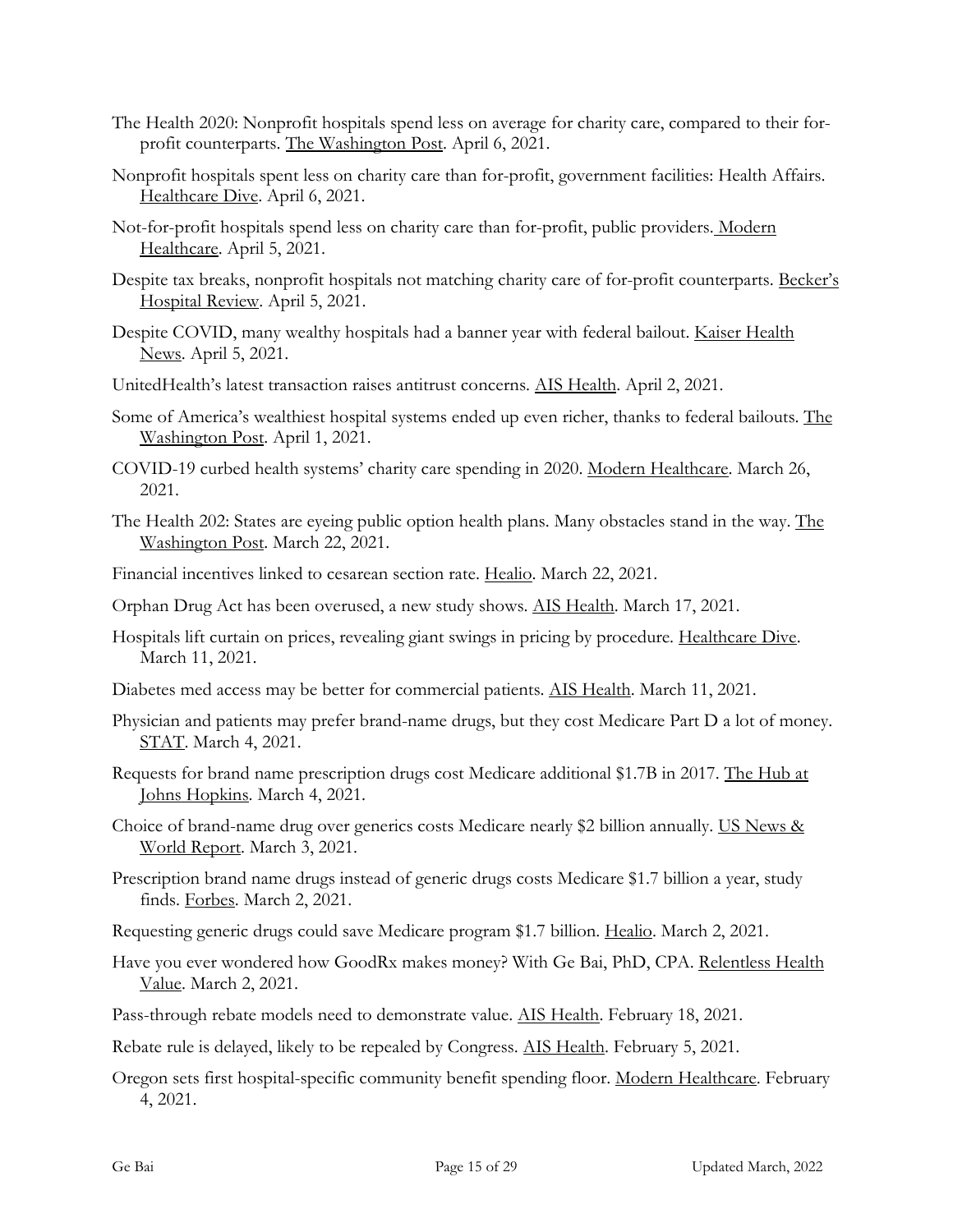The Health 2020: Nonprofit hospitals spend less on average for charity care, compared to their for-profit counterparts. The Washington Post. April 6, 2021.

Nonprofit hospitals spent less on charity care than for-profit, government facilities: Health Affairs. Healthcare Dive. April 6, 2021.

Not-for-profit hospitals spend less on charity care than for-profit, public providers. Modern Healthcare. April 5, 2021.

Despite tax breaks, nonprofit hospitals not matching charity care of for-profit counterparts. Becker's Hospital Review. April 5, 2021.

Despite COVID, many wealthy hospitals had a banner year with federal bailout. Kaiser Health News. April 5, 2021.

UnitedHealth's latest transaction raises antitrust concerns. AIS Health. April 2, 2021.

Some of America's wealthiest hospital systems ended up even richer, thanks to federal bailouts. The Washington Post. April 1, 2021.

COVID-19 curbed health systems' charity care spending in 2020. Modern Healthcare. March 26, 2021.

The Health 202: States are eyeing public option health plans. Many obstacles stand in the way. The Washington Post. March 22, 2021.

Financial incentives linked to cesarean section rate. Healio. March 22, 2021.

Orphan Drug Act has been overused, a new study shows. AIS Health. March 17, 2021.

Hospitals lift curtain on prices, revealing giant swings in pricing by procedure. Healthcare Dive. March 11, 2021.

Diabetes med access may be better for commercial patients. AIS Health. March 11, 2021.

Physician and patients may prefer brand-name drugs, but they cost Medicare Part D a lot of money. STAT. March 4, 2021.

Requests for brand name prescription drugs cost Medicare additional $1.7B in 2017. The Hub at Johns Hopkins. March 4, 2021.

Choice of brand-name drug over generics costs Medicare nearly $2 billion annually. US News & World Report. March 3, 2021.

Prescription brand name drugs instead of generic drugs costs Medicare $1.7 billion a year, study finds. Forbes. March 2, 2021.

Requesting generic drugs could save Medicare program $1.7 billion. Healio. March 2, 2021.

Have you ever wondered how GoodRx makes money? With Ge Bai, PhD, CPA. Relentless Health Value. March 2, 2021.

Pass-through rebate models need to demonstrate value. AIS Health. February 18, 2021.

Rebate rule is delayed, likely to be repealed by Congress. AIS Health. February 5, 2021.

Oregon sets first hospital-specific community benefit spending floor. Modern Healthcare. February 4, 2021.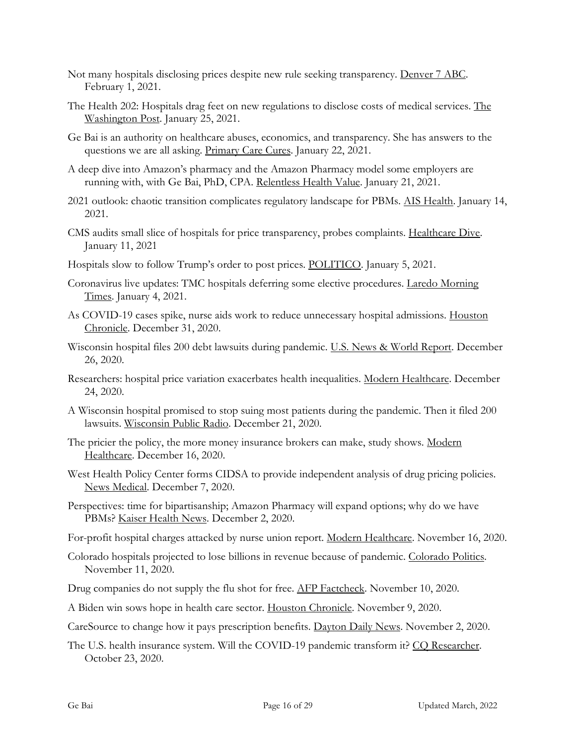Not many hospitals disclosing prices despite new rule seeking transparency. Denver 7 ABC. February 1, 2021.

The Health 202: Hospitals drag feet on new regulations to disclose costs of medical services. The Washington Post. January 25, 2021.

Ge Bai is an authority on healthcare abuses, economics, and transparency. She has answers to the questions we are all asking. Primary Care Cures. January 22, 2021.

A deep dive into Amazon's pharmacy and the Amazon Pharmacy model some employers are running with, with Ge Bai, PhD, CPA. Relentless Health Value. January 21, 2021.

2021 outlook: chaotic transition complicates regulatory landscape for PBMs. AIS Health. January 14, 2021.

CMS audits small slice of hospitals for price transparency, probes complaints. Healthcare Dive. January 11, 2021

Hospitals slow to follow Trump's order to post prices. POLITICO. January 5, 2021.

Coronavirus live updates: TMC hospitals deferring some elective procedures. Laredo Morning Times. January 4, 2021.

As COVID-19 cases spike, nurse aids work to reduce unnecessary hospital admissions. Houston Chronicle. December 31, 2020.

Wisconsin hospital files 200 debt lawsuits during pandemic. U.S. News & World Report. December 26, 2020.

Researchers: hospital price variation exacerbates health inequalities. Modern Healthcare. December 24, 2020.

A Wisconsin hospital promised to stop suing most patients during the pandemic. Then it filed 200 lawsuits. Wisconsin Public Radio. December 21, 2020.

The pricier the policy, the more money insurance brokers can make, study shows. Modern Healthcare. December 16, 2020.

West Health Policy Center forms CIDSA to provide independent analysis of drug pricing policies. News Medical. December 7, 2020.

Perspectives: time for bipartisanship; Amazon Pharmacy will expand options; why do we have PBMs? Kaiser Health News. December 2, 2020.

For-profit hospital charges attacked by nurse union report. Modern Healthcare. November 16, 2020.

Colorado hospitals projected to lose billions in revenue because of pandemic. Colorado Politics. November 11, 2020.

Drug companies do not supply the flu shot for free. AFP Factcheck. November 10, 2020.

A Biden win sows hope in health care sector. Houston Chronicle. November 9, 2020.

CareSource to change how it pays prescription benefits. Dayton Daily News. November 2, 2020.

The U.S. health insurance system. Will the COVID-19 pandemic transform it? CQ Researcher. October 23, 2020.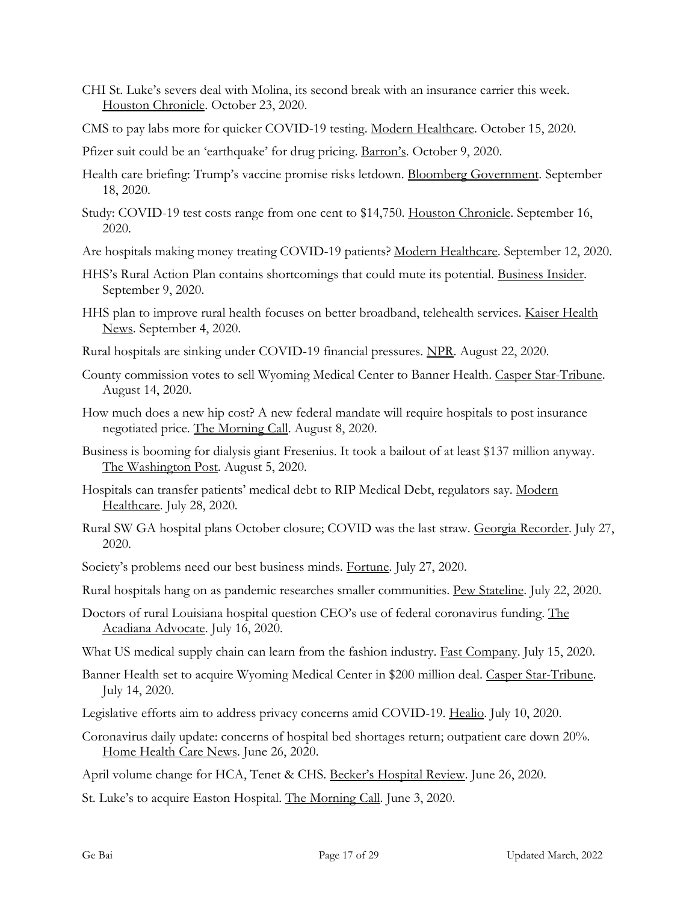CHI St. Luke's severs deal with Molina, its second break with an insurance carrier this week. Houston Chronicle. October 23, 2020.

CMS to pay labs more for quicker COVID-19 testing. Modern Healthcare. October 15, 2020.

Pfizer suit could be an 'earthquake' for drug pricing. Barron's. October 9, 2020.

Health care briefing: Trump's vaccine promise risks letdown. Bloomberg Government. September 18, 2020.

Study: COVID-19 test costs range from one cent to $14,750. Houston Chronicle. September 16, 2020.

Are hospitals making money treating COVID-19 patients? Modern Healthcare. September 12, 2020.

HHS's Rural Action Plan contains shortcomings that could mute its potential. Business Insider. September 9, 2020.

HHS plan to improve rural health focuses on better broadband, telehealth services. Kaiser Health News. September 4, 2020.

Rural hospitals are sinking under COVID-19 financial pressures. NPR. August 22, 2020.

County commission votes to sell Wyoming Medical Center to Banner Health. Casper Star-Tribune. August 14, 2020.

How much does a new hip cost? A new federal mandate will require hospitals to post insurance negotiated price. The Morning Call. August 8, 2020.

Business is booming for dialysis giant Fresenius. It took a bailout of at least $137 million anyway. The Washington Post. August 5, 2020.

Hospitals can transfer patients' medical debt to RIP Medical Debt, regulators say. Modern Healthcare. July 28, 2020.

Rural SW GA hospital plans October closure; COVID was the last straw. Georgia Recorder. July 27, 2020.

Society's problems need our best business minds. Fortune. July 27, 2020.

Rural hospitals hang on as pandemic researches smaller communities. Pew Stateline. July 22, 2020.

Doctors of rural Louisiana hospital question CEO's use of federal coronavirus funding. The Acadiana Advocate. July 16, 2020.

What US medical supply chain can learn from the fashion industry. Fast Company. July 15, 2020.

Banner Health set to acquire Wyoming Medical Center in $200 million deal. Casper Star-Tribune. July 14, 2020.

Legislative efforts aim to address privacy concerns amid COVID-19. Healio. July 10, 2020.

Coronavirus daily update: concerns of hospital bed shortages return; outpatient care down 20%. Home Health Care News. June 26, 2020.

April volume change for HCA, Tenet & CHS. Becker's Hospital Review. June 26, 2020.

St. Luke's to acquire Easton Hospital. The Morning Call. June 3, 2020.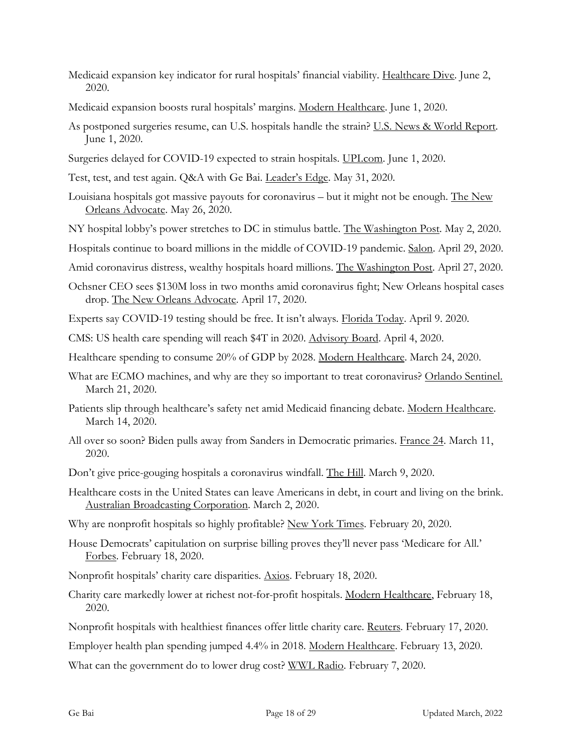Medicaid expansion key indicator for rural hospitals' financial viability. Healthcare Dive. June 2, 2020.

Medicaid expansion boosts rural hospitals' margins. Modern Healthcare. June 1, 2020.

As postponed surgeries resume, can U.S. hospitals handle the strain? U.S. News & World Report. June 1, 2020.

Surgeries delayed for COVID-19 expected to strain hospitals. UPI.com. June 1, 2020.

Test, test, and test again. Q&A with Ge Bai. Leader's Edge. May 31, 2020.

Louisiana hospitals got massive payouts for coronavirus – but it might not be enough. The New Orleans Advocate. May 26, 2020.

NY hospital lobby's power stretches to DC in stimulus battle. The Washington Post. May 2, 2020.

Hospitals continue to board millions in the middle of COVID-19 pandemic. Salon. April 29, 2020.

Amid coronavirus distress, wealthy hospitals hoard millions. The Washington Post. April 27, 2020.

Ochsner CEO sees $130M loss in two months amid coronavirus fight; New Orleans hospital cases drop. The New Orleans Advocate. April 17, 2020.

Experts say COVID-19 testing should be free. It isn't always. Florida Today. April 9. 2020.

CMS: US health care spending will reach $4T in 2020. Advisory Board. April 4, 2020.

Healthcare spending to consume 20% of GDP by 2028. Modern Healthcare. March 24, 2020.

What are ECMO machines, and why are they so important to treat coronavirus? Orlando Sentinel. March 21, 2020.

Patients slip through healthcare's safety net amid Medicaid financing debate. Modern Healthcare. March 14, 2020.

All over so soon? Biden pulls away from Sanders in Democratic primaries. France 24. March 11, 2020.

Don't give price-gouging hospitals a coronavirus windfall. The Hill. March 9, 2020.

Healthcare costs in the United States can leave Americans in debt, in court and living on the brink. Australian Broadcasting Corporation. March 2, 2020.

Why are nonprofit hospitals so highly profitable? New York Times. February 20, 2020.

House Democrats' capitulation on surprise billing proves they'll never pass 'Medicare for All.' Forbes. February 18, 2020.

Nonprofit hospitals' charity care disparities. Axios. February 18, 2020.

Charity care markedly lower at richest not-for-profit hospitals. Modern Healthcare, February 18, 2020.

Nonprofit hospitals with healthiest finances offer little charity care. Reuters. February 17, 2020.

Employer health plan spending jumped 4.4% in 2018. Modern Healthcare. February 13, 2020.

What can the government do to lower drug cost? WWL Radio. February 7, 2020.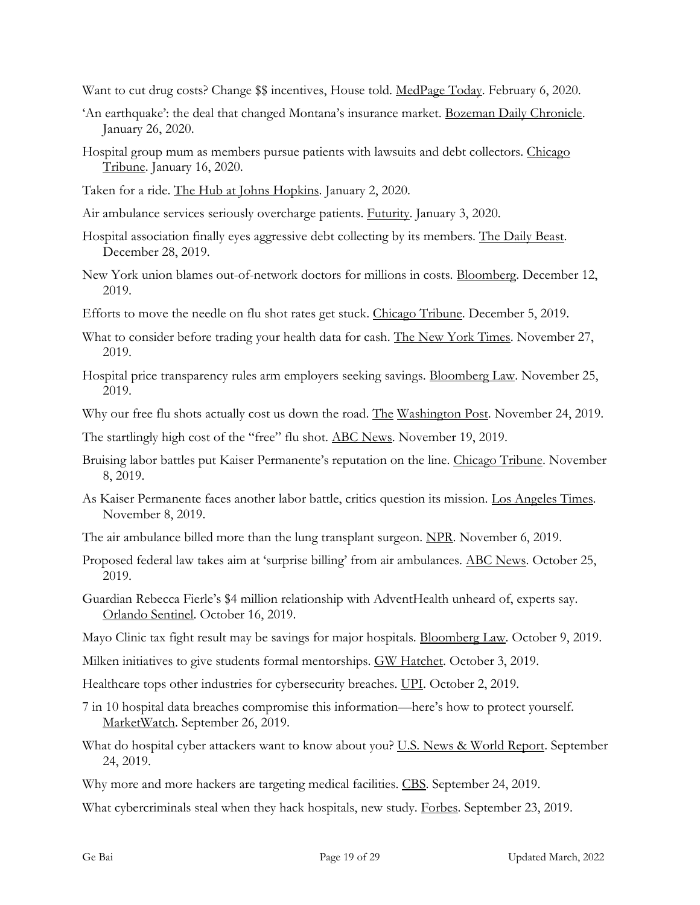Want to cut drug costs? Change $$ incentives, House told. MedPage Today. February 6, 2020.

'An earthquake': the deal that changed Montana's insurance market. Bozeman Daily Chronicle. January 26, 2020.

Hospital group mum as members pursue patients with lawsuits and debt collectors. Chicago Tribune. January 16, 2020.

Taken for a ride. The Hub at Johns Hopkins. January 2, 2020.

Air ambulance services seriously overcharge patients. Futurity. January 3, 2020.

Hospital association finally eyes aggressive debt collecting by its members. The Daily Beast. December 28, 2019.

New York union blames out-of-network doctors for millions in costs. Bloomberg. December 12, 2019.

Efforts to move the needle on flu shot rates get stuck. Chicago Tribune. December 5, 2019.

What to consider before trading your health data for cash. The New York Times. November 27, 2019.

Hospital price transparency rules arm employers seeking savings. Bloomberg Law. November 25, 2019.

Why our free flu shots actually cost us down the road. The Washington Post. November 24, 2019.

The startlingly high cost of the "free" flu shot. ABC News. November 19, 2019.

Bruising labor battles put Kaiser Permanente's reputation on the line. Chicago Tribune. November 8, 2019.

As Kaiser Permanente faces another labor battle, critics question its mission. Los Angeles Times. November 8, 2019.

The air ambulance billed more than the lung transplant surgeon. NPR. November 6, 2019.

Proposed federal law takes aim at 'surprise billing' from air ambulances. ABC News. October 25, 2019.

Guardian Rebecca Fierle's $4 million relationship with AdventHealth unheard of, experts say. Orlando Sentinel. October 16, 2019.

Mayo Clinic tax fight result may be savings for major hospitals. Bloomberg Law. October 9, 2019.

Milken initiatives to give students formal mentorships. GW Hatchet. October 3, 2019.

Healthcare tops other industries for cybersecurity breaches. UPI. October 2, 2019.

7 in 10 hospital data breaches compromise this information—here's how to protect yourself. MarketWatch. September 26, 2019.

What do hospital cyber attackers want to know about you? U.S. News & World Report. September 24, 2019.

Why more and more hackers are targeting medical facilities. CBS. September 24, 2019.

What cybercriminals steal when they hack hospitals, new study. Forbes. September 23, 2019.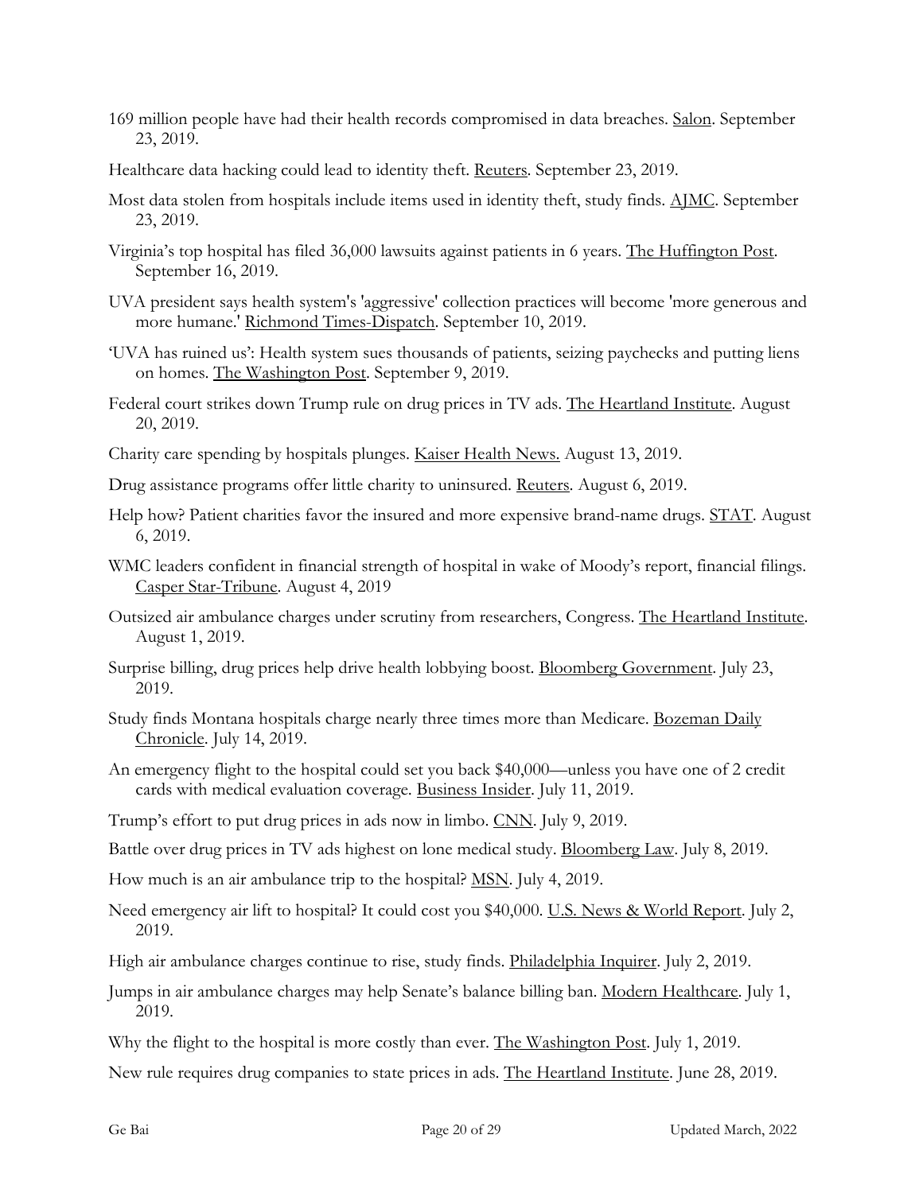169 million people have had their health records compromised in data breaches. Salon. September 23, 2019.

Healthcare data hacking could lead to identity theft. Reuters. September 23, 2019.

Most data stolen from hospitals include items used in identity theft, study finds. AJMC. September 23, 2019.

Virginia's top hospital has filed 36,000 lawsuits against patients in 6 years. The Huffington Post. September 16, 2019.

UVA president says health system's 'aggressive' collection practices will become 'more generous and more humane.' Richmond Times-Dispatch. September 10, 2019.

'UVA has ruined us': Health system sues thousands of patients, seizing paychecks and putting liens on homes. The Washington Post. September 9, 2019.

Federal court strikes down Trump rule on drug prices in TV ads. The Heartland Institute. August 20, 2019.

Charity care spending by hospitals plunges. Kaiser Health News. August 13, 2019.

Drug assistance programs offer little charity to uninsured. Reuters. August 6, 2019.

Help how? Patient charities favor the insured and more expensive brand-name drugs. STAT. August 6, 2019.

WMC leaders confident in financial strength of hospital in wake of Moody's report, financial filings. Casper Star-Tribune. August 4, 2019

Outsized air ambulance charges under scrutiny from researchers, Congress. The Heartland Institute. August 1, 2019.

Surprise billing, drug prices help drive health lobbying boost. Bloomberg Government. July 23, 2019.

Study finds Montana hospitals charge nearly three times more than Medicare. Bozeman Daily Chronicle. July 14, 2019.

An emergency flight to the hospital could set you back $40,000—unless you have one of 2 credit cards with medical evaluation coverage. Business Insider. July 11, 2019.

Trump's effort to put drug prices in ads now in limbo. CNN. July 9, 2019.

Battle over drug prices in TV ads highest on lone medical study. Bloomberg Law. July 8, 2019.

How much is an air ambulance trip to the hospital? MSN. July 4, 2019.

Need emergency air lift to hospital? It could cost you $40,000. U.S. News & World Report. July 2, 2019.

High air ambulance charges continue to rise, study finds. Philadelphia Inquirer. July 2, 2019.

Jumps in air ambulance charges may help Senate's balance billing ban. Modern Healthcare. July 1, 2019.

Why the flight to the hospital is more costly than ever. The Washington Post. July 1, 2019.

New rule requires drug companies to state prices in ads. The Heartland Institute. June 28, 2019.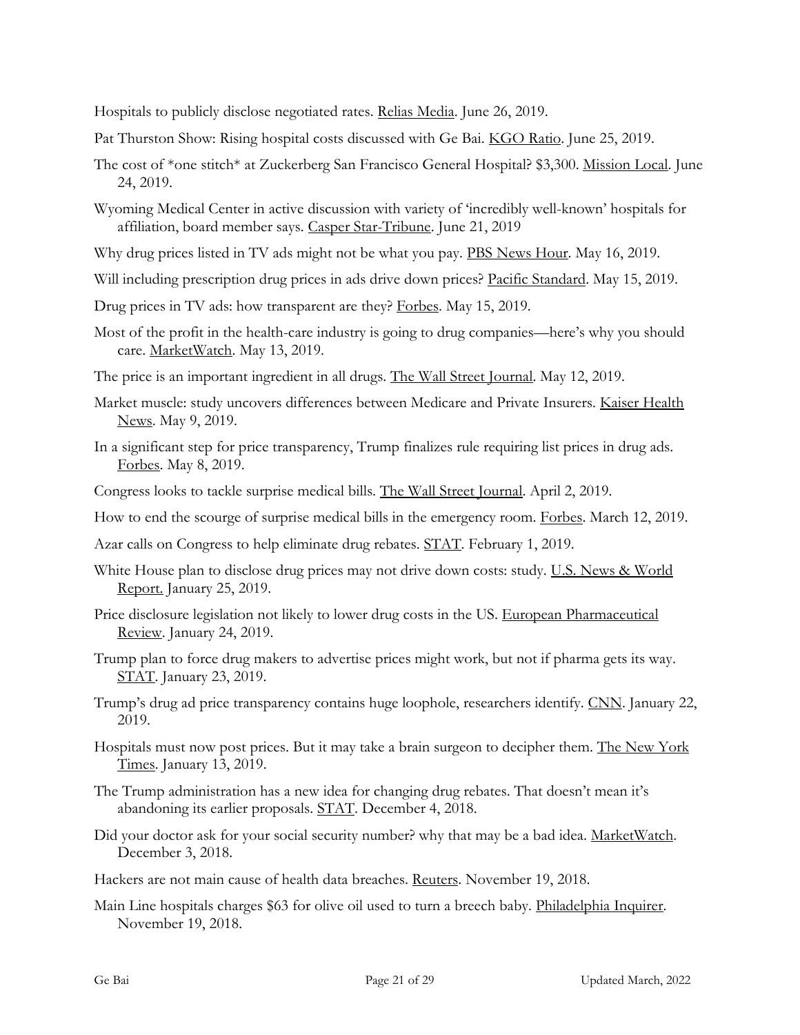Hospitals to publicly disclose negotiated rates. Relias Media. June 26, 2019.

Pat Thurston Show: Rising hospital costs discussed with Ge Bai. KGO Ratio. June 25, 2019.

The cost of *one stitch* at Zuckerberg San Francisco General Hospital? $3,300. Mission Local. June 24, 2019.

Wyoming Medical Center in active discussion with variety of 'incredibly well-known' hospitals for affiliation, board member says. Casper Star-Tribune. June 21, 2019

Why drug prices listed in TV ads might not be what you pay. PBS News Hour. May 16, 2019.

Will including prescription drug prices in ads drive down prices? Pacific Standard. May 15, 2019.

Drug prices in TV ads: how transparent are they? Forbes. May 15, 2019.

Most of the profit in the health-care industry is going to drug companies—here's why you should care. MarketWatch. May 13, 2019.

The price is an important ingredient in all drugs. The Wall Street Journal. May 12, 2019.

Market muscle: study uncovers differences between Medicare and Private Insurers. Kaiser Health News. May 9, 2019.

In a significant step for price transparency, Trump finalizes rule requiring list prices in drug ads. Forbes. May 8, 2019.

Congress looks to tackle surprise medical bills. The Wall Street Journal. April 2, 2019.

How to end the scourge of surprise medical bills in the emergency room. Forbes. March 12, 2019.

Azar calls on Congress to help eliminate drug rebates. STAT. February 1, 2019.

White House plan to disclose drug prices may not drive down costs: study. U.S. News & World Report. January 25, 2019.

Price disclosure legislation not likely to lower drug costs in the US. European Pharmaceutical Review. January 24, 2019.

Trump plan to force drug makers to advertise prices might work, but not if pharma gets its way. STAT. January 23, 2019.

Trump's drug ad price transparency contains huge loophole, researchers identify. CNN. January 22, 2019.

Hospitals must now post prices. But it may take a brain surgeon to decipher them. The New York Times. January 13, 2019.

The Trump administration has a new idea for changing drug rebates. That doesn't mean it's abandoning its earlier proposals. STAT. December 4, 2018.

Did your doctor ask for your social security number? why that may be a bad idea. MarketWatch. December 3, 2018.

Hackers are not main cause of health data breaches. Reuters. November 19, 2018.

Main Line hospitals charges $63 for olive oil used to turn a breech baby. Philadelphia Inquirer. November 19, 2018.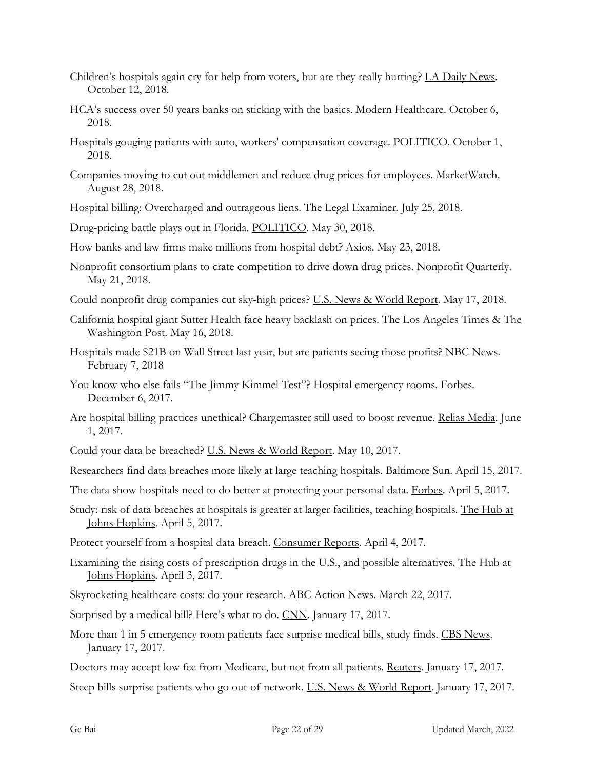Children's hospitals again cry for help from voters, but are they really hurting? LA Daily News. October 12, 2018.

HCA's success over 50 years banks on sticking with the basics. Modern Healthcare. October 6, 2018.

Hospitals gouging patients with auto, workers' compensation coverage. POLITICO. October 1, 2018.

Companies moving to cut out middlemen and reduce drug prices for employees. MarketWatch. August 28, 2018.

Hospital billing: Overcharged and outrageous liens. The Legal Examiner. July 25, 2018.

Drug-pricing battle plays out in Florida. POLITICO. May 30, 2018.

How banks and law firms make millions from hospital debt? Axios. May 23, 2018.

Nonprofit consortium plans to crate competition to drive down drug prices. Nonprofit Quarterly. May 21, 2018.

Could nonprofit drug companies cut sky-high prices? U.S. News & World Report. May 17, 2018.

California hospital giant Sutter Health face heavy backlash on prices. The Los Angeles Times & The Washington Post. May 16, 2018.

Hospitals made $21B on Wall Street last year, but are patients seeing those profits? NBC News. February 7, 2018

You know who else fails "The Jimmy Kimmel Test"? Hospital emergency rooms. Forbes. December 6, 2017.

Are hospital billing practices unethical? Chargemaster still used to boost revenue. Relias Media. June 1, 2017.

Could your data be breached? U.S. News & World Report. May 10, 2017.

Researchers find data breaches more likely at large teaching hospitals. Baltimore Sun. April 15, 2017.

The data show hospitals need to do better at protecting your personal data. Forbes. April 5, 2017.

Study: risk of data breaches at hospitals is greater at larger facilities, teaching hospitals. The Hub at Johns Hopkins. April 5, 2017.

Protect yourself from a hospital data breach. Consumer Reports. April 4, 2017.

Examining the rising costs of prescription drugs in the U.S., and possible alternatives. The Hub at Johns Hopkins. April 3, 2017.

Skyrocketing healthcare costs: do your research. ABC Action News. March 22, 2017.

Surprised by a medical bill? Here's what to do. CNN. January 17, 2017.

More than 1 in 5 emergency room patients face surprise medical bills, study finds. CBS News. January 17, 2017.

Doctors may accept low fee from Medicare, but not from all patients. Reuters. January 17, 2017.

Steep bills surprise patients who go out-of-network. U.S. News & World Report. January 17, 2017.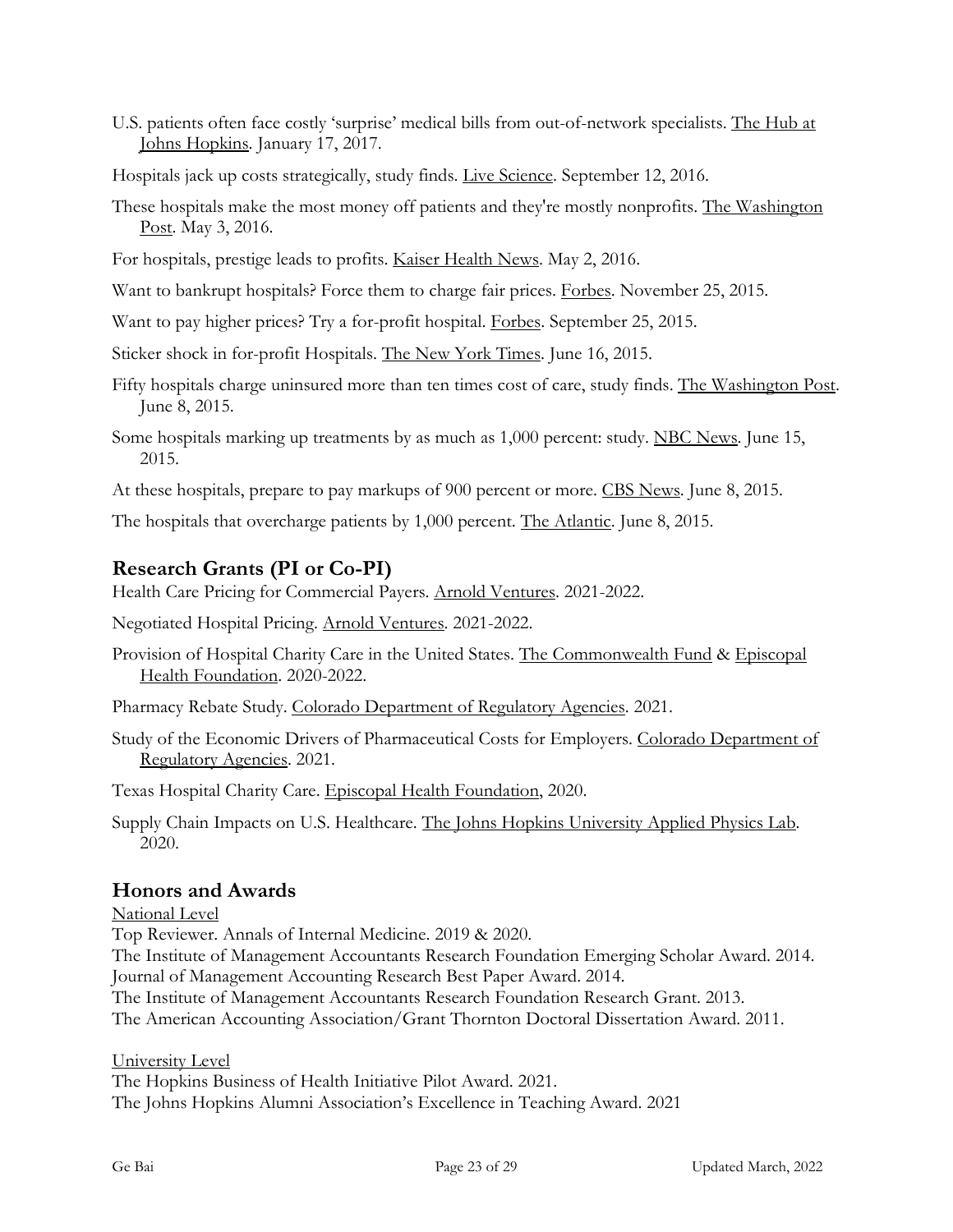U.S. patients often face costly 'surprise' medical bills from out-of-network specialists. The Hub at Johns Hopkins. January 17, 2017.

Hospitals jack up costs strategically, study finds. Live Science. September 12, 2016.

These hospitals make the most money off patients and they're mostly nonprofits. The Washington Post. May 3, 2016.

For hospitals, prestige leads to profits. Kaiser Health News. May 2, 2016.

Want to bankrupt hospitals? Force them to charge fair prices. Forbes. November 25, 2015.

Want to pay higher prices? Try a for-profit hospital. Forbes. September 25, 2015.

Sticker shock in for-profit Hospitals. The New York Times. June 16, 2015.

Fifty hospitals charge uninsured more than ten times cost of care, study finds. The Washington Post. June 8, 2015.

Some hospitals marking up treatments by as much as 1,000 percent: study. NBC News. June 15, 2015.

At these hospitals, prepare to pay markups of 900 percent or more. CBS News. June 8, 2015.

The hospitals that overcharge patients by 1,000 percent. The Atlantic. June 8, 2015.

## Research Grants (PI or Co-PI)

Health Care Pricing for Commercial Payers. Arnold Ventures. 2021-2022.

Negotiated Hospital Pricing. Arnold Ventures. 2021-2022.

Provision of Hospital Charity Care in the United States. The Commonwealth Fund & Episcopal Health Foundation. 2020-2022.

Pharmacy Rebate Study. Colorado Department of Regulatory Agencies. 2021.

Study of the Economic Drivers of Pharmaceutical Costs for Employers. Colorado Department of Regulatory Agencies. 2021.

Texas Hospital Charity Care. Episcopal Health Foundation, 2020.

Supply Chain Impacts on U.S. Healthcare. The Johns Hopkins University Applied Physics Lab. 2020.

## Honors and Awards

National Level

Top Reviewer. Annals of Internal Medicine. 2019 & 2020.
The Institute of Management Accountants Research Foundation Emerging Scholar Award. 2014.
Journal of Management Accounting Research Best Paper Award. 2014.
The Institute of Management Accountants Research Foundation Research Grant. 2013.
The American Accounting Association/Grant Thornton Doctoral Dissertation Award. 2011.

University Level

The Hopkins Business of Health Initiative Pilot Award. 2021.
The Johns Hopkins Alumni Association's Excellence in Teaching Award. 2021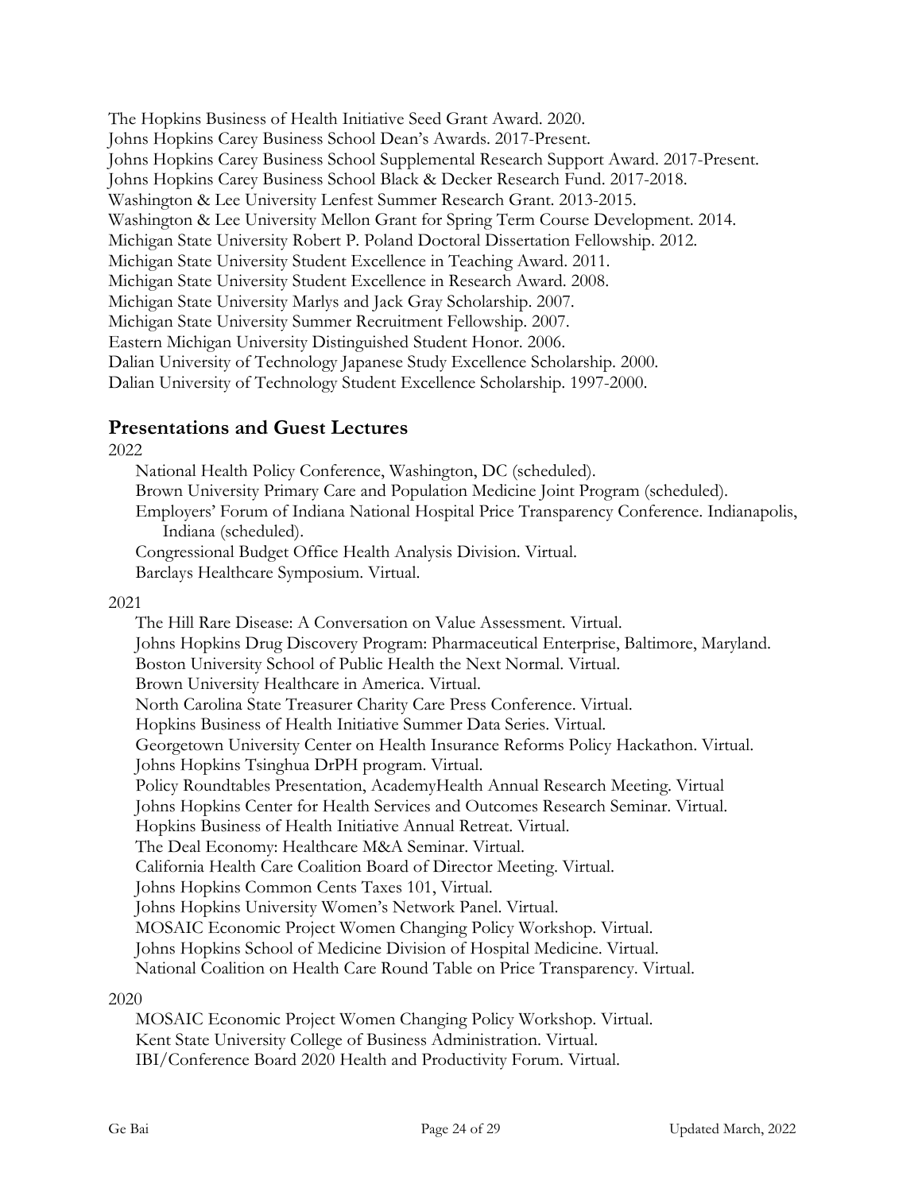The Hopkins Business of Health Initiative Seed Grant Award. 2020.
Johns Hopkins Carey Business School Dean's Awards. 2017-Present.
Johns Hopkins Carey Business School Supplemental Research Support Award. 2017-Present.
Johns Hopkins Carey Business School Black & Decker Research Fund. 2017-2018.
Washington & Lee University Lenfest Summer Research Grant. 2013-2015.
Washington & Lee University Mellon Grant for Spring Term Course Development. 2014.
Michigan State University Robert P. Poland Doctoral Dissertation Fellowship. 2012.
Michigan State University Student Excellence in Teaching Award. 2011.
Michigan State University Student Excellence in Research Award. 2008.
Michigan State University Marlys and Jack Gray Scholarship. 2007.
Michigan State University Summer Recruitment Fellowship. 2007.
Eastern Michigan University Distinguished Student Honor. 2006.
Dalian University of Technology Japanese Study Excellence Scholarship. 2000.
Dalian University of Technology Student Excellence Scholarship. 1997-2000.

## Presentations and Guest Lectures

2022

- National Health Policy Conference, Washington, DC (scheduled).
- Brown University Primary Care and Population Medicine Joint Program (scheduled).
- Employers' Forum of Indiana National Hospital Price Transparency Conference. Indianapolis, Indiana (scheduled).
- Congressional Budget Office Health Analysis Division. Virtual.
- Barclays Healthcare Symposium. Virtual.

2021

- The Hill Rare Disease: A Conversation on Value Assessment. Virtual.
- Johns Hopkins Drug Discovery Program: Pharmaceutical Enterprise, Baltimore, Maryland.
- Boston University School of Public Health the Next Normal. Virtual.
- Brown University Healthcare in America. Virtual.
- North Carolina State Treasurer Charity Care Press Conference. Virtual.
- Hopkins Business of Health Initiative Summer Data Series. Virtual.
- Georgetown University Center on Health Insurance Reforms Policy Hackathon. Virtual.
- Johns Hopkins Tsinghua DrPH program. Virtual.
- Policy Roundtables Presentation, AcademyHealth Annual Research Meeting. Virtual
- Johns Hopkins Center for Health Services and Outcomes Research Seminar. Virtual.
- Hopkins Business of Health Initiative Annual Retreat. Virtual.
- The Deal Economy: Healthcare M&A Seminar. Virtual.
- California Health Care Coalition Board of Director Meeting. Virtual.
- Johns Hopkins Common Cents Taxes 101, Virtual.
- Johns Hopkins University Women's Network Panel. Virtual.
- MOSAIC Economic Project Women Changing Policy Workshop. Virtual.
- Johns Hopkins School of Medicine Division of Hospital Medicine. Virtual.
- National Coalition on Health Care Round Table on Price Transparency. Virtual.

2020

- MOSAIC Economic Project Women Changing Policy Workshop. Virtual.
- Kent State University College of Business Administration. Virtual.
- IBI/Conference Board 2020 Health and Productivity Forum. Virtual.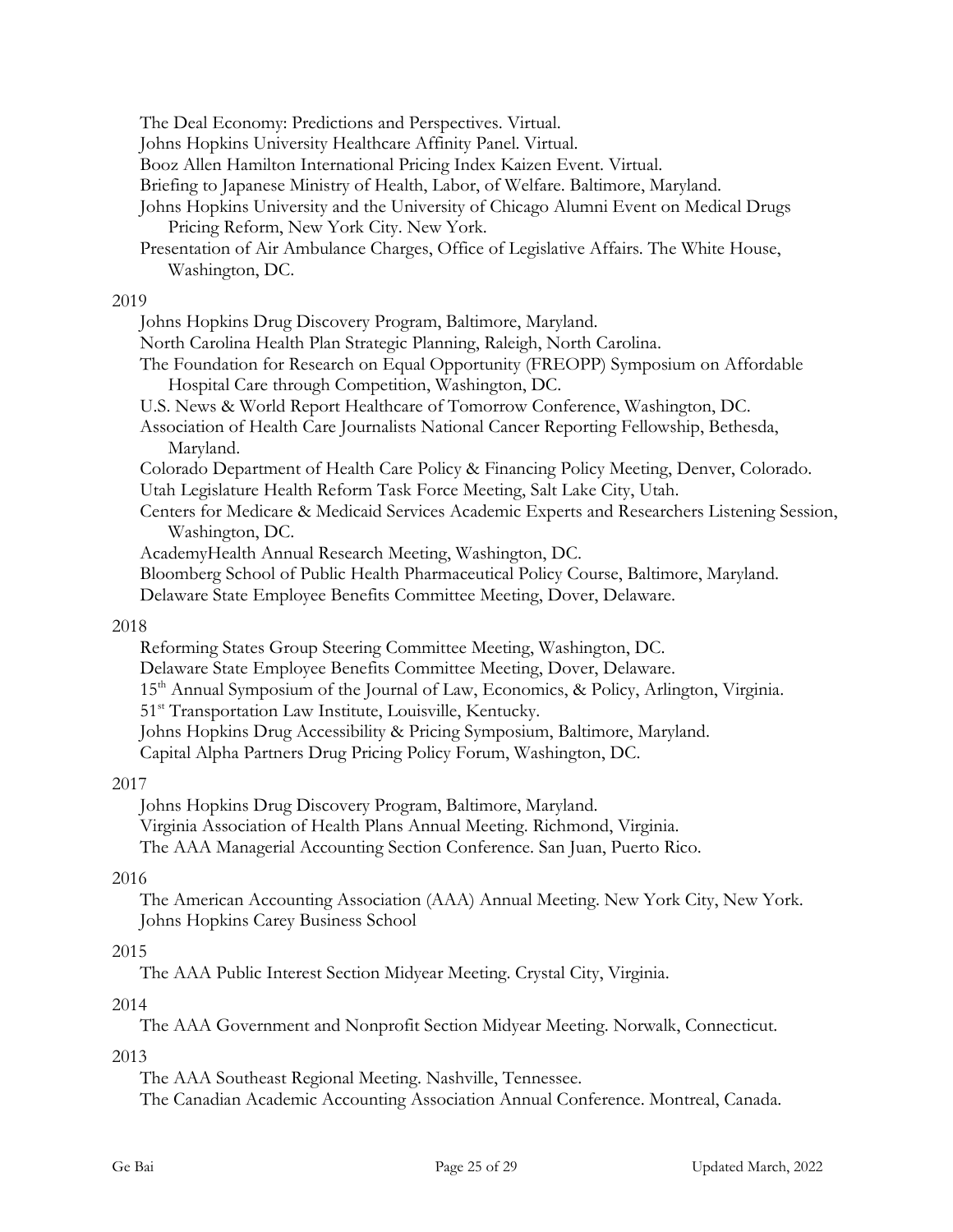The Deal Economy: Predictions and Perspectives. Virtual.
Johns Hopkins University Healthcare Affinity Panel. Virtual.
Booz Allen Hamilton International Pricing Index Kaizen Event. Virtual.
Briefing to Japanese Ministry of Health, Labor, of Welfare. Baltimore, Maryland.
Johns Hopkins University and the University of Chicago Alumni Event on Medical Drugs Pricing Reform, New York City. New York.
Presentation of Air Ambulance Charges, Office of Legislative Affairs. The White House, Washington, DC.

2019

Johns Hopkins Drug Discovery Program, Baltimore, Maryland.
North Carolina Health Plan Strategic Planning, Raleigh, North Carolina.
The Foundation for Research on Equal Opportunity (FREOPP) Symposium on Affordable Hospital Care through Competition, Washington, DC.
U.S. News & World Report Healthcare of Tomorrow Conference, Washington, DC.
Association of Health Care Journalists National Cancer Reporting Fellowship, Bethesda, Maryland.
Colorado Department of Health Care Policy & Financing Policy Meeting, Denver, Colorado.
Utah Legislature Health Reform Task Force Meeting, Salt Lake City, Utah.
Centers for Medicare & Medicaid Services Academic Experts and Researchers Listening Session, Washington, DC.
AcademyHealth Annual Research Meeting, Washington, DC.
Bloomberg School of Public Health Pharmaceutical Policy Course, Baltimore, Maryland.
Delaware State Employee Benefits Committee Meeting, Dover, Delaware.

2018

Reforming States Group Steering Committee Meeting, Washington, DC.
Delaware State Employee Benefits Committee Meeting, Dover, Delaware.
15th Annual Symposium of the Journal of Law, Economics, & Policy, Arlington, Virginia.
51st Transportation Law Institute, Louisville, Kentucky.
Johns Hopkins Drug Accessibility & Pricing Symposium, Baltimore, Maryland.
Capital Alpha Partners Drug Pricing Policy Forum, Washington, DC.

2017

Johns Hopkins Drug Discovery Program, Baltimore, Maryland.
Virginia Association of Health Plans Annual Meeting. Richmond, Virginia.
The AAA Managerial Accounting Section Conference. San Juan, Puerto Rico.

2016

The American Accounting Association (AAA) Annual Meeting. New York City, New York.
Johns Hopkins Carey Business School

2015

The AAA Public Interest Section Midyear Meeting. Crystal City, Virginia.

2014

The AAA Government and Nonprofit Section Midyear Meeting. Norwalk, Connecticut.

2013

The AAA Southeast Regional Meeting. Nashville, Tennessee.
The Canadian Academic Accounting Association Annual Conference. Montreal, Canada.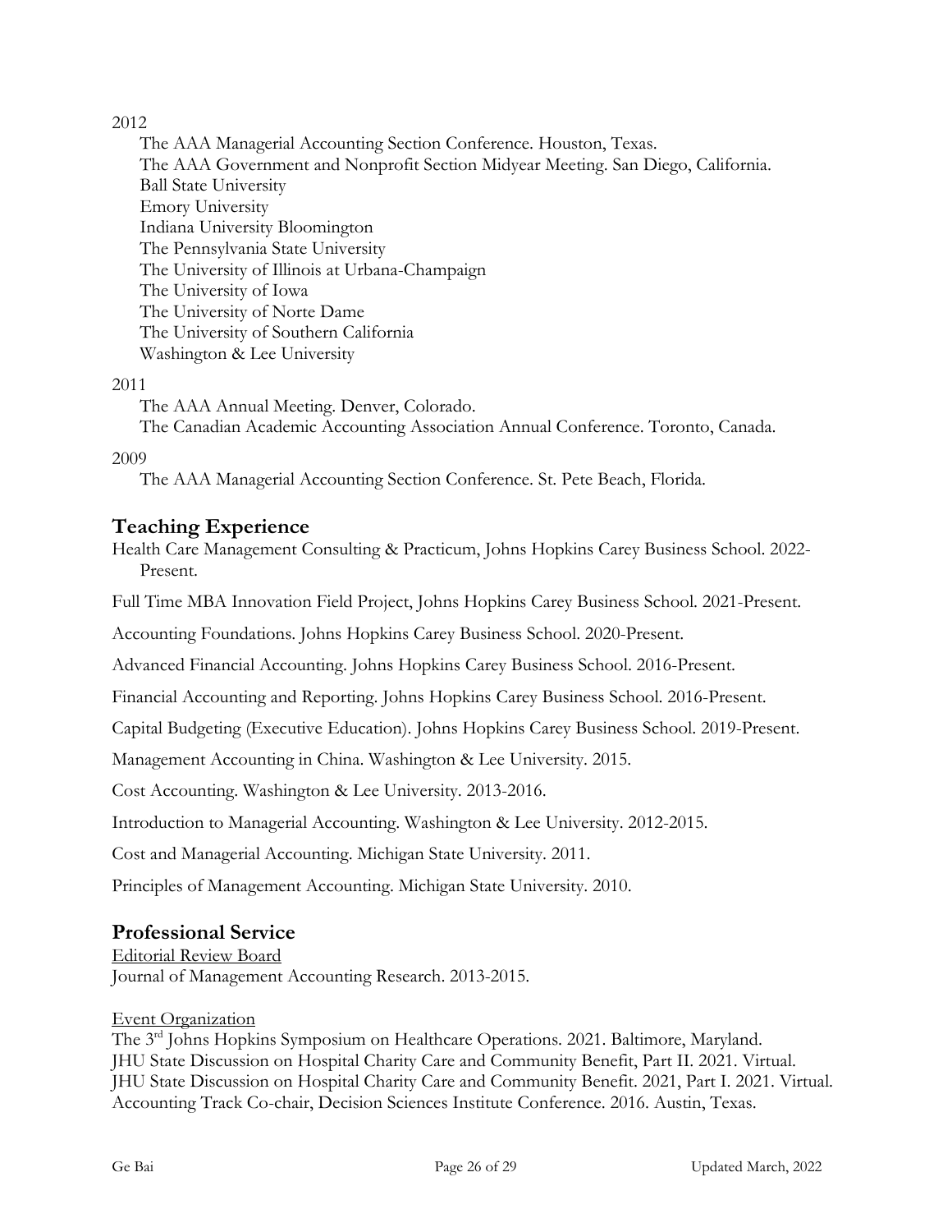2012

The AAA Managerial Accounting Section Conference. Houston, Texas.
The AAA Government and Nonprofit Section Midyear Meeting. San Diego, California.
Ball State University
Emory University
Indiana University Bloomington
The Pennsylvania State University
The University of Illinois at Urbana-Champaign
The University of Iowa
The University of Norte Dame
The University of Southern California
Washington & Lee University

2011

The AAA Annual Meeting. Denver, Colorado.
The Canadian Academic Accounting Association Annual Conference. Toronto, Canada.

2009

The AAA Managerial Accounting Section Conference. St. Pete Beach, Florida.

## Teaching Experience

Health Care Management Consulting & Practicum, Johns Hopkins Carey Business School. 2022-Present.

Full Time MBA Innovation Field Project, Johns Hopkins Carey Business School. 2021-Present.

Accounting Foundations. Johns Hopkins Carey Business School. 2020-Present.

Advanced Financial Accounting. Johns Hopkins Carey Business School. 2016-Present.

Financial Accounting and Reporting. Johns Hopkins Carey Business School. 2016-Present.

Capital Budgeting (Executive Education). Johns Hopkins Carey Business School. 2019-Present.

Management Accounting in China. Washington & Lee University. 2015.

Cost Accounting. Washington & Lee University. 2013-2016.

Introduction to Managerial Accounting. Washington & Lee University. 2012-2015.

Cost and Managerial Accounting. Michigan State University. 2011.

Principles of Management Accounting. Michigan State University. 2010.

## Professional Service

<u>Editorial Review Board</u>
Journal of Management Accounting Research. 2013-2015.

<u>Event Organization</u>
The 3rd Johns Hopkins Symposium on Healthcare Operations. 2021. Baltimore, Maryland.
JHU State Discussion on Hospital Charity Care and Community Benefit, Part II. 2021. Virtual.
JHU State Discussion on Hospital Charity Care and Community Benefit. 2021, Part I. 2021. Virtual.
Accounting Track Co-chair, Decision Sciences Institute Conference. 2016. Austin, Texas.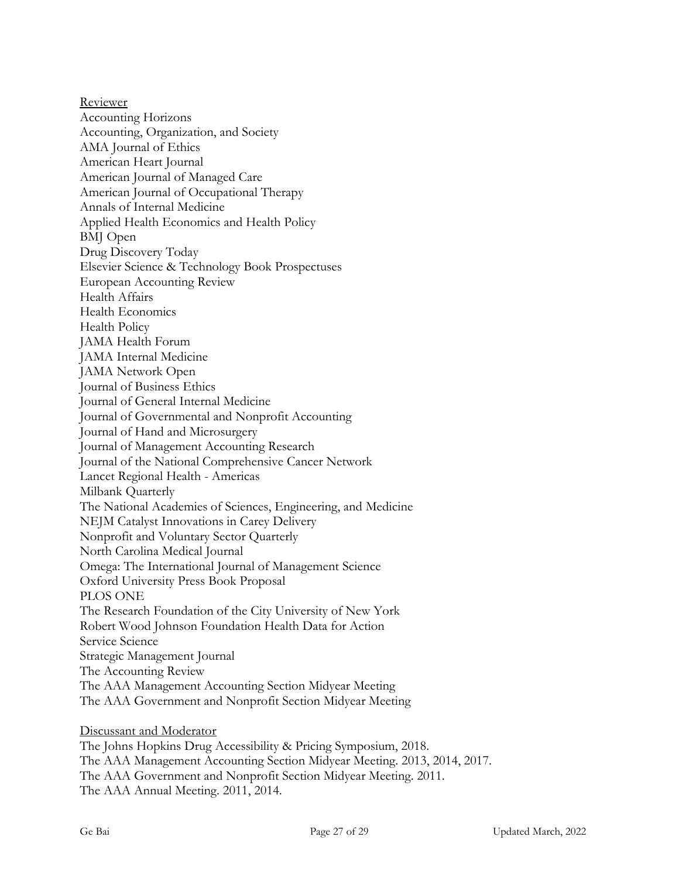<u>Reviewer</u>

Accounting Horizons
Accounting, Organization, and Society
AMA Journal of Ethics
American Heart Journal
American Journal of Managed Care
American Journal of Occupational Therapy
Annals of Internal Medicine
Applied Health Economics and Health Policy
BMJ Open
Drug Discovery Today
Elsevier Science & Technology Book Prospectuses
European Accounting Review
Health Affairs
Health Economics
Health Policy
JAMA Health Forum
JAMA Internal Medicine
JAMA Network Open
Journal of Business Ethics
Journal of General Internal Medicine
Journal of Governmental and Nonprofit Accounting
Journal of Hand and Microsurgery
Journal of Management Accounting Research
Journal of the National Comprehensive Cancer Network
Lancet Regional Health - Americas
Milbank Quarterly
The National Academies of Sciences, Engineering, and Medicine
NEJM Catalyst Innovations in Carey Delivery
Nonprofit and Voluntary Sector Quarterly
North Carolina Medical Journal
Omega: The International Journal of Management Science
Oxford University Press Book Proposal
PLOS ONE
The Research Foundation of the City University of New York
Robert Wood Johnson Foundation Health Data for Action
Service Science
Strategic Management Journal
The Accounting Review
The AAA Management Accounting Section Midyear Meeting
The AAA Government and Nonprofit Section Midyear Meeting

<u>Discussant and Moderator</u>

The Johns Hopkins Drug Accessibility & Pricing Symposium, 2018.
The AAA Management Accounting Section Midyear Meeting. 2013, 2014, 2017.
The AAA Government and Nonprofit Section Midyear Meeting. 2011.
The AAA Annual Meeting. 2011, 2014.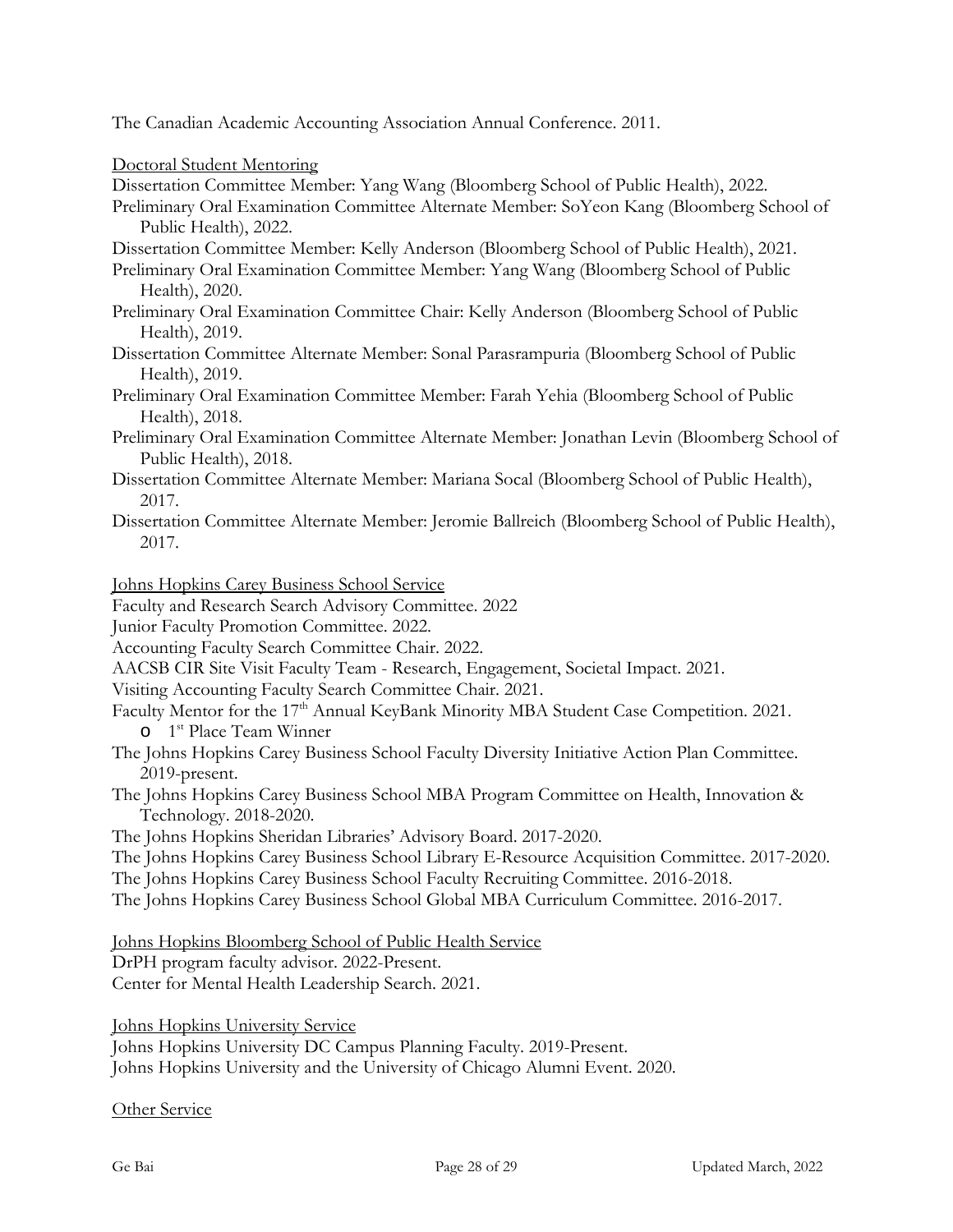The Canadian Academic Accounting Association Annual Conference. 2011.

<u>Doctoral Student Mentoring</u>

Dissertation Committee Member: Yang Wang (Bloomberg School of Public Health), 2022.

Preliminary Oral Examination Committee Alternate Member: SoYeon Kang (Bloomberg School of Public Health), 2022.

Dissertation Committee Member: Kelly Anderson (Bloomberg School of Public Health), 2021.

Preliminary Oral Examination Committee Member: Yang Wang (Bloomberg School of Public Health), 2020.

Preliminary Oral Examination Committee Chair: Kelly Anderson (Bloomberg School of Public Health), 2019.

Dissertation Committee Alternate Member: Sonal Parasrampuria (Bloomberg School of Public Health), 2019.

Preliminary Oral Examination Committee Member: Farah Yehia (Bloomberg School of Public Health), 2018.

Preliminary Oral Examination Committee Alternate Member: Jonathan Levin (Bloomberg School of Public Health), 2018.

Dissertation Committee Alternate Member: Mariana Socal (Bloomberg School of Public Health), 2017.

Dissertation Committee Alternate Member: Jeromie Ballreich (Bloomberg School of Public Health), 2017.

<u>Johns Hopkins Carey Business School Service</u>

Faculty and Research Search Advisory Committee. 2022

Junior Faculty Promotion Committee. 2022.

Accounting Faculty Search Committee Chair. 2022.

AACSB CIR Site Visit Faculty Team - Research, Engagement, Societal Impact. 2021.

Visiting Accounting Faculty Search Committee Chair. 2021.

Faculty Mentor for the 17th Annual KeyBank Minority MBA Student Case Competition. 2021.

- 1st Place Team Winner

The Johns Hopkins Carey Business School Faculty Diversity Initiative Action Plan Committee. 2019-present.

The Johns Hopkins Carey Business School MBA Program Committee on Health, Innovation & Technology. 2018-2020.

The Johns Hopkins Sheridan Libraries' Advisory Board. 2017-2020.

The Johns Hopkins Carey Business School Library E-Resource Acquisition Committee. 2017-2020.

The Johns Hopkins Carey Business School Faculty Recruiting Committee. 2016-2018.

The Johns Hopkins Carey Business School Global MBA Curriculum Committee. 2016-2017.

<u>Johns Hopkins Bloomberg School of Public Health Service</u>

DrPH program faculty advisor. 2022-Present.

Center for Mental Health Leadership Search. 2021.

<u>Johns Hopkins University Service</u>

Johns Hopkins University DC Campus Planning Faculty. 2019-Present.

Johns Hopkins University and the University of Chicago Alumni Event. 2020.

<u>Other Service</u>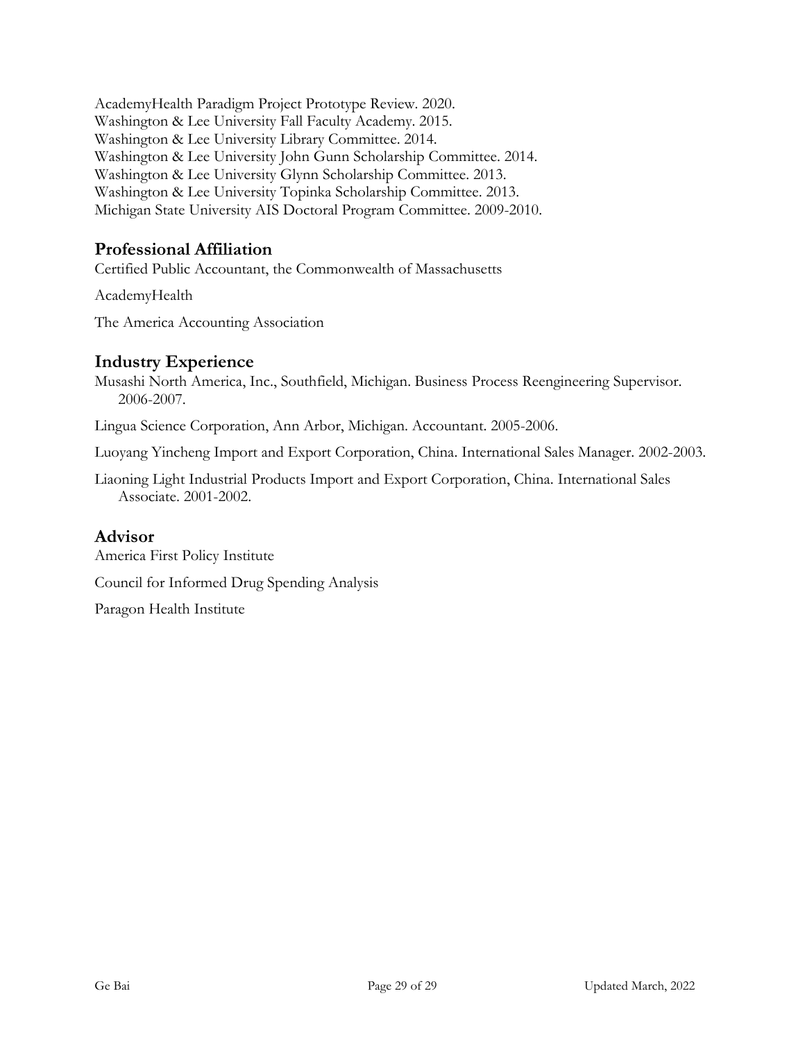AcademyHealth Paradigm Project Prototype Review. 2020.
Washington & Lee University Fall Faculty Academy. 2015.
Washington & Lee University Library Committee. 2014.
Washington & Lee University John Gunn Scholarship Committee. 2014.
Washington & Lee University Glynn Scholarship Committee. 2013.
Washington & Lee University Topinka Scholarship Committee. 2013.
Michigan State University AIS Doctoral Program Committee. 2009-2010.

## Professional Affiliation

Certified Public Accountant, the Commonwealth of Massachusetts

AcademyHealth

The America Accounting Association

## Industry Experience

Musashi North America, Inc., Southfield, Michigan. Business Process Reengineering Supervisor. 2006-2007.

Lingua Science Corporation, Ann Arbor, Michigan. Accountant. 2005-2006.

Luoyang Yincheng Import and Export Corporation, China. International Sales Manager. 2002-2003.

Liaoning Light Industrial Products Import and Export Corporation, China. International Sales Associate. 2001-2002.

## Advisor

America First Policy Institute

Council for Informed Drug Spending Analysis

Paragon Health Institute